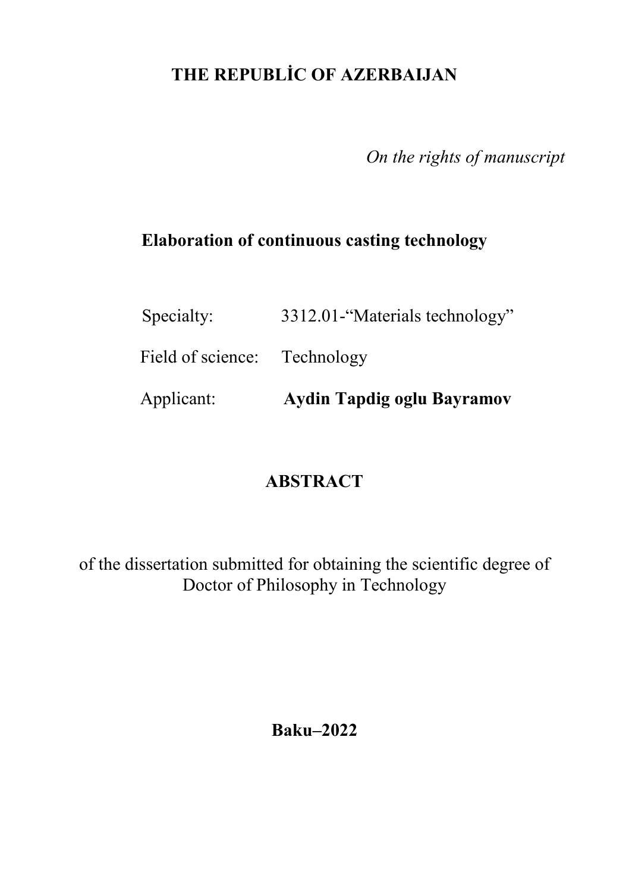# THE REPUBLİC OF AZERBAIJAN

*On the rights of manuscript*

## Elaboration of continuous casting technology

Specialty: 3312.01-“Materials technology”

Field of science: Technology

Applicant: **Aydin Tapdig oglu Bayramov**

## ABSTRACT

of the dissertation submitted for obtaining the scientific degree of Doctor of Philosophy in Technology

**Baku–2022**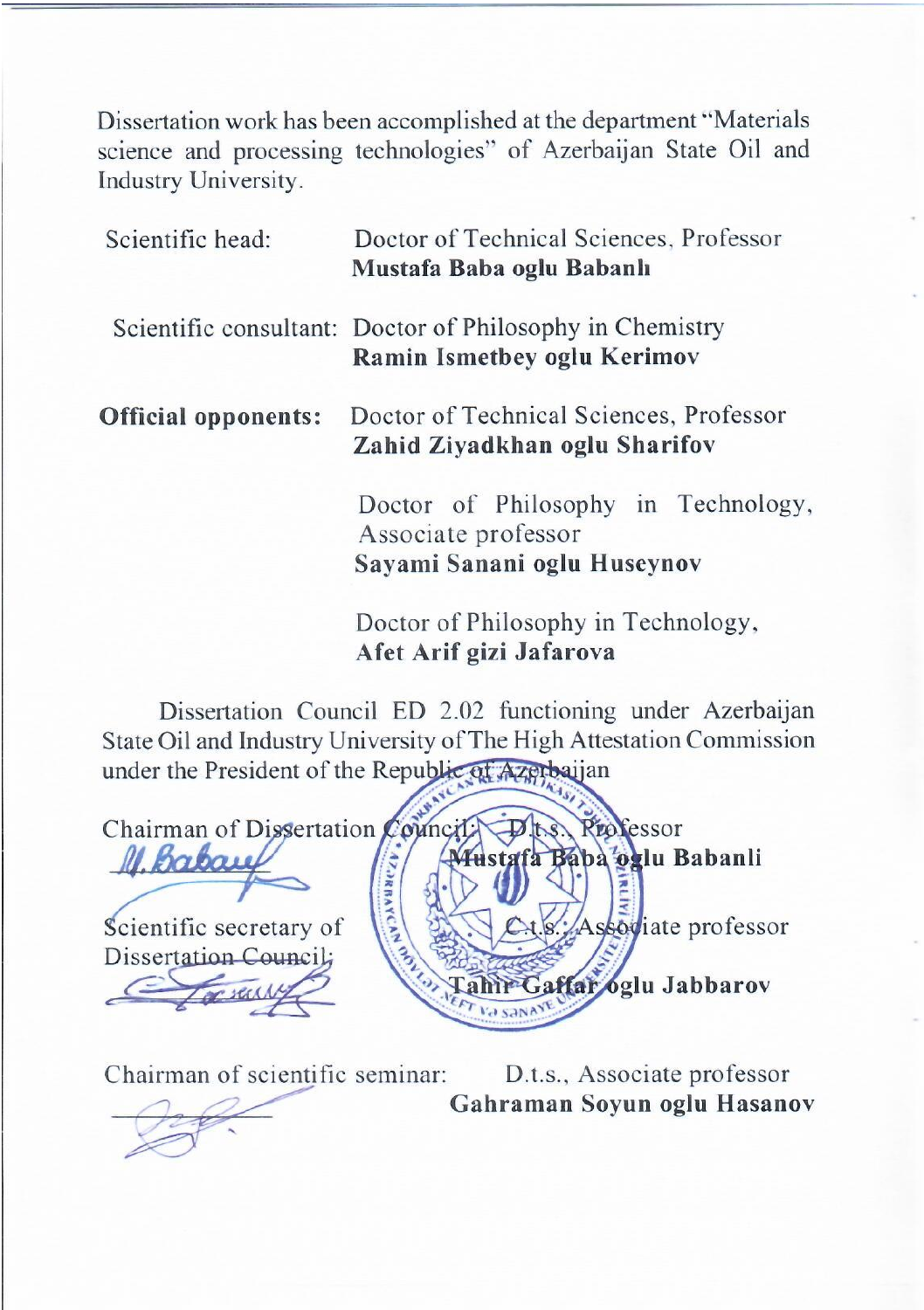Dissertation work has been accomplished at the department "Materials science and processing technologies" of Azerbaijan State Oil and Industry University.

Scientific head: Doctor of Technical Sciences, Professor
**Mustafa Baba oglu Babanlı**

Scientific consultant: Doctor of Philosophy in Chemistry
**Ramin Ismetbey oglu Kerimov**

**Official opponents:** Doctor of Technical Sciences, Professor
**Zahid Ziyadkhan oglu Sharifov**

Doctor of Philosophy in Technology, Associate professor
**Sayami Sanani oglu Huseynov**

Doctor of Philosophy in Technology,
**Afet Arif gizi Jafarova**

Dissertation Council ED 2.02 functioning under Azerbaijan State Oil and Industry University of The High Attestation Commission under the President of the Republic of Azerbaijan

Chairman of Dissertation Council: D.t.s., Professor
**Mustafa Baba oglu Babanli**

Scientific secretary of Dissertation Council: C.t.s., Associate professor
**Tahir Gaffar oglu Jabbarov**

Chairman of scientific seminar: D.t.s., Associate professor
**Gahraman Soyun oglu Hasanov**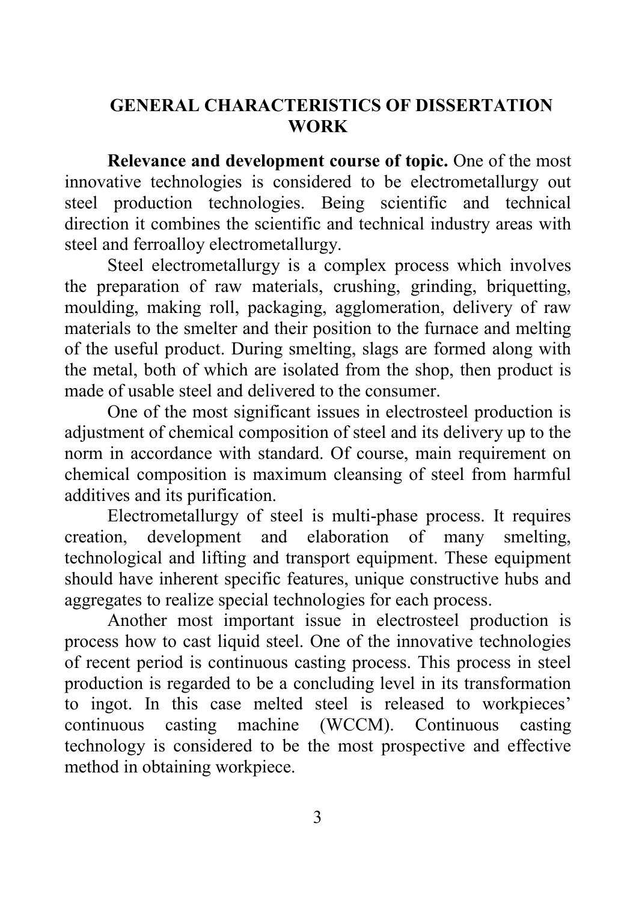# GENERAL CHARACTERISTICS OF DISSERTATION WORK

**Relevance and development course of topic.** One of the most innovative technologies is considered to be electrometallurgy out steel production technologies. Being scientific and technical direction it combines the scientific and technical industry areas with steel and ferroalloy electrometallurgy.

Steel electrometallurgy is a complex process which involves the preparation of raw materials, crushing, grinding, briquetting, moulding, making roll, packaging, agglomeration, delivery of raw materials to the smelter and their position to the furnace and melting of the useful product. During smelting, slags are formed along with the metal, both of which are isolated from the shop, then product is made of usable steel and delivered to the consumer.

One of the most significant issues in electrosteel production is adjustment of chemical composition of steel and its delivery up to the norm in accordance with standard. Of course, main requirement on chemical composition is maximum cleansing of steel from harmful additives and its purification.

Electrometallurgy of steel is multi-phase process. It requires creation, development and elaboration of many smelting, technological and lifting and transport equipment. These equipment should have inherent specific features, unique constructive hubs and aggregates to realize special technologies for each process.

Another most important issue in electrosteel production is process how to cast liquid steel. One of the innovative technologies of recent period is continuous casting process. This process in steel production is regarded to be a concluding level in its transformation to ingot. In this case melted steel is released to workpieces' continuous casting machine (WCCM). Continuous casting technology is considered to be the most prospective and effective method in obtaining workpiece.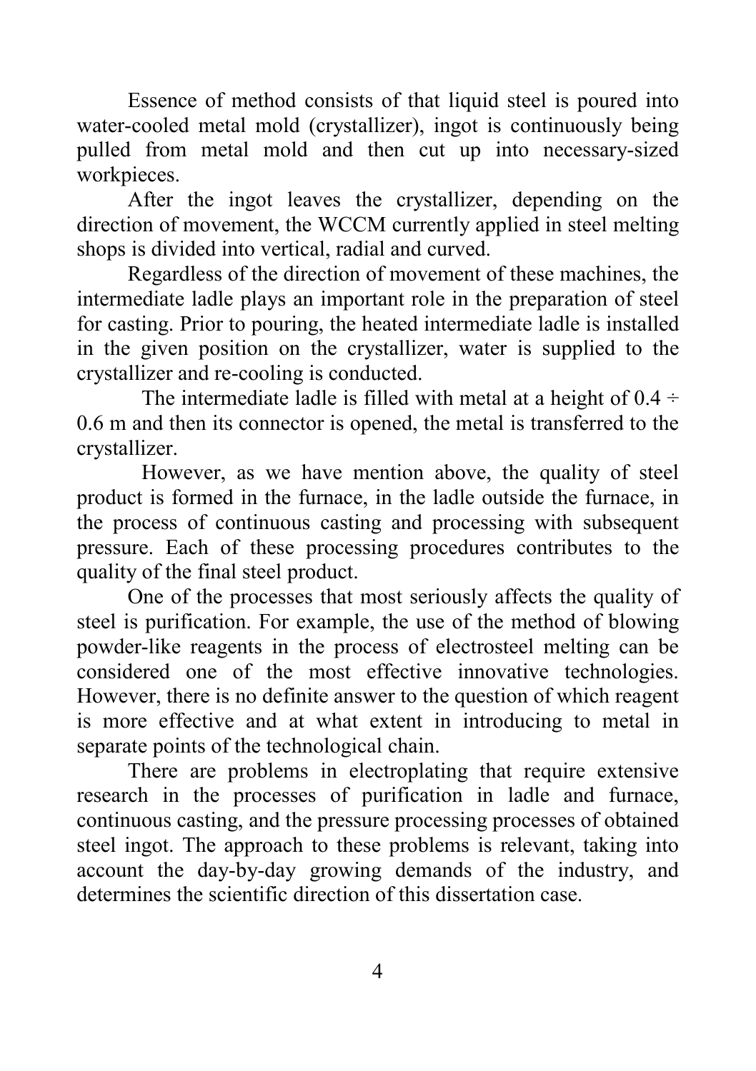Essence of method consists of that liquid steel is poured into water-cooled metal mold (crystallizer), ingot is continuously being pulled from metal mold and then cut up into necessary-sized workpieces.

After the ingot leaves the crystallizer, depending on the direction of movement, the WCCM currently applied in steel melting shops is divided into vertical, radial and curved.

Regardless of the direction of movement of these machines, the intermediate ladle plays an important role in the preparation of steel for casting. Prior to pouring, the heated intermediate ladle is installed in the given position on the crystallizer, water is supplied to the crystallizer and re-cooling is conducted.

The intermediate ladle is filled with metal at a height of $0.4 \div 0.6$ m and then its connector is opened, the metal is transferred to the crystallizer.

However, as we have mention above, the quality of steel product is formed in the furnace, in the ladle outside the furnace, in the process of continuous casting and processing with subsequent pressure. Each of these processing procedures contributes to the quality of the final steel product.

One of the processes that most seriously affects the quality of steel is purification. For example, the use of the method of blowing powder-like reagents in the process of electrosteel melting can be considered one of the most effective innovative technologies. However, there is no definite answer to the question of which reagent is more effective and at what extent in introducing to metal in separate points of the technological chain.

There are problems in electroplating that require extensive research in the processes of purification in ladle and furnace, continuous casting, and the pressure processing processes of obtained steel ingot. The approach to these problems is relevant, taking into account the day-by-day growing demands of the industry, and determines the scientific direction of this dissertation case.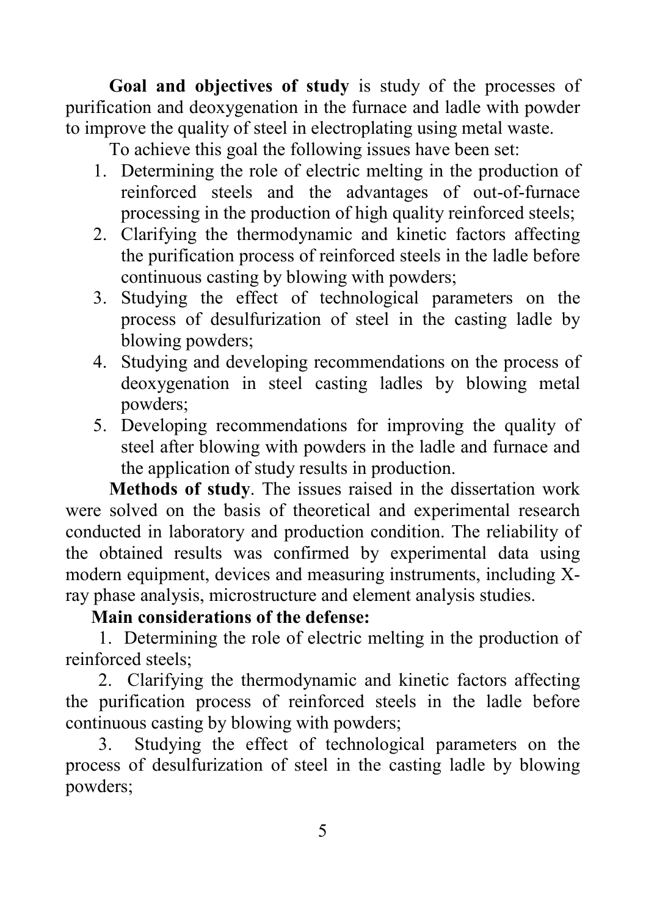**Goal and objectives of study** is study of the processes of purification and deoxygenation in the furnace and ladle with powder to improve the quality of steel in electroplating using metal waste.

To achieve this goal the following issues have been set:

1. Determining the role of electric melting in the production of reinforced steels and the advantages of out-of-furnace processing in the production of high quality reinforced steels;
2. Clarifying the thermodynamic and kinetic factors affecting the purification process of reinforced steels in the ladle before continuous casting by blowing with powders;
3. Studying the effect of technological parameters on the process of desulfurization of steel in the casting ladle by blowing powders;
4. Studying and developing recommendations on the process of deoxygenation in steel casting ladles by blowing metal powders;
5. Developing recommendations for improving the quality of steel after blowing with powders in the ladle and furnace and the application of study results in production.

**Methods of study**. The issues raised in the dissertation work were solved on the basis of theoretical and experimental research conducted in laboratory and production condition. The reliability of the obtained results was confirmed by experimental data using modern equipment, devices and measuring instruments, including X-ray phase analysis, microstructure and element analysis studies.

**Main considerations of the defense:**

1. Determining the role of electric melting in the production of reinforced steels;
2. Clarifying the thermodynamic and kinetic factors affecting the purification process of reinforced steels in the ladle before continuous casting by blowing with powders;
3. Studying the effect of technological parameters on the process of desulfurization of steel in the casting ladle by blowing powders;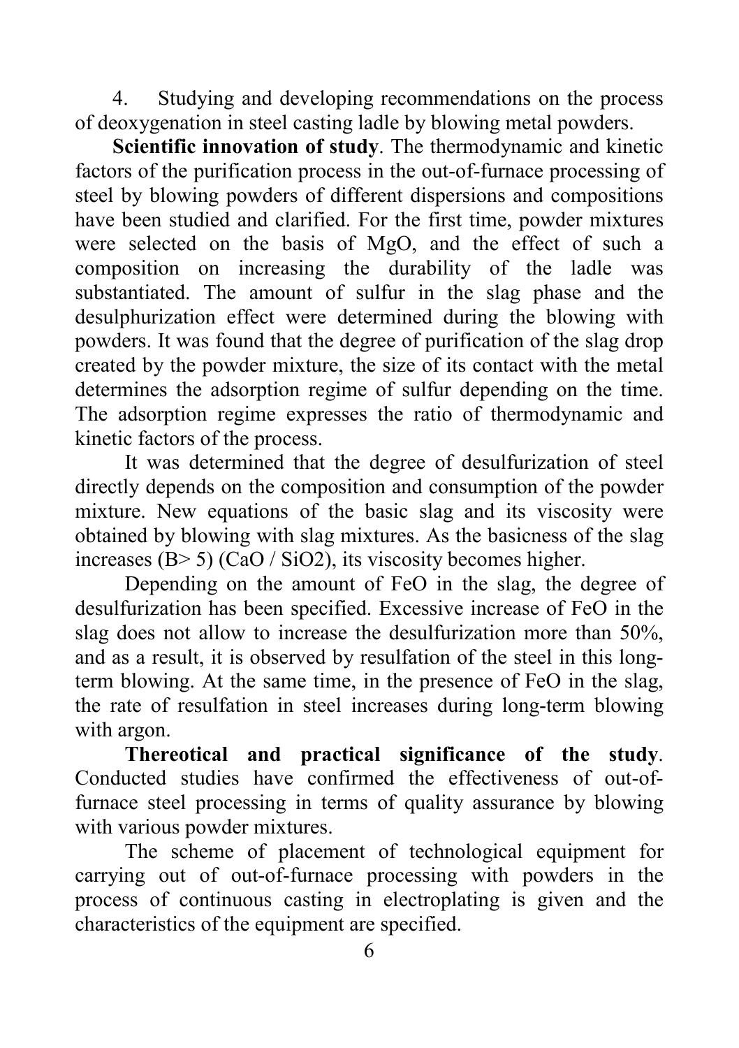4. Studying and developing recommendations on the process of deoxygenation in steel casting ladle by blowing metal powders.

**Scientific innovation of study**. The thermodynamic and kinetic factors of the purification process in the out-of-furnace processing of steel by blowing powders of different dispersions and compositions have been studied and clarified. For the first time, powder mixtures were selected on the basis of MgO, and the effect of such a composition on increasing the durability of the ladle was substantiated. The amount of sulfur in the slag phase and the desulphurization effect were determined during the blowing with powders. It was found that the degree of purification of the slag drop created by the powder mixture, the size of its contact with the metal determines the adsorption regime of sulfur depending on the time. The adsorption regime expresses the ratio of thermodynamic and kinetic factors of the process.

It was determined that the degree of desulfurization of steel directly depends on the composition and consumption of the powder mixture. New equations of the basic slag and its viscosity were obtained by blowing with slag mixtures. As the basicness of the slag increases ($B > 5$) ($CaO / SiO_2$), its viscosity becomes higher.

Depending on the amount of FeO in the slag, the degree of desulfurization has been specified. Excessive increase of FeO in the slag does not allow to increase the desulfurization more than 50%, and as a result, it is observed by resulfation of the steel in this long-term blowing. At the same time, in the presence of FeO in the slag, the rate of resulfation in steel increases during long-term blowing with argon.

**Thereotical and practical significance of the study**. Conducted studies have confirmed the effectiveness of out-of-furnace steel processing in terms of quality assurance by blowing with various powder mixtures.

The scheme of placement of technological equipment for carrying out of out-of-furnace processing with powders in the process of continuous casting in electroplating is given and the characteristics of the equipment are specified.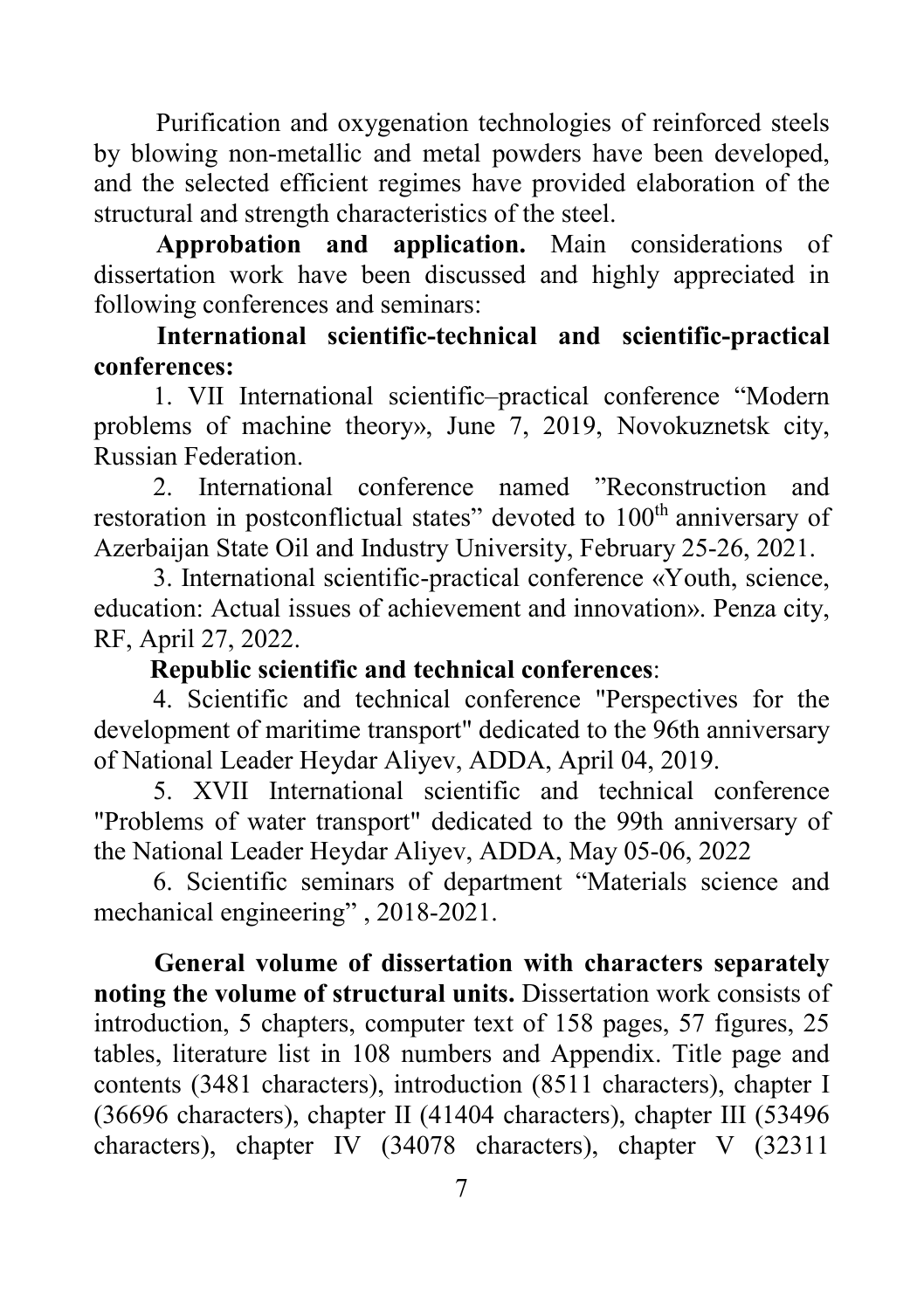Purification and oxygenation technologies of reinforced steels by blowing non-metallic and metal powders have been developed, and the selected efficient regimes have provided elaboration of the structural and strength characteristics of the steel.

**Approbation and application.** Main considerations of dissertation work have been discussed and highly appreciated in following conferences and seminars:

**International scientific-technical and scientific-practical conferences:**

1. VII International scientific–practical conference “Modern problems of machine theory», June 7, 2019, Novokuznetsk city, Russian Federation.
2. International conference named ”Reconstruction and restoration in postconflictual states” devoted to 100th anniversary of Azerbaijan State Oil and Industry University, February 25-26, 2021.
3. International scientific-practical conference «Youth, science, education: Actual issues of achievement and innovation». Penza city, RF, April 27, 2022.

**Republic scientific and technical conferences**:

4. Scientific and technical conference "Perspectives for the development of maritime transport" dedicated to the 96th anniversary of National Leader Heydar Aliyev, ADDA, April 04, 2019.
5. XVII International scientific and technical conference "Problems of water transport" dedicated to the 99th anniversary of the National Leader Heydar Aliyev, ADDA, May 05-06, 2022
6. Scientific seminars of department “Materials science and mechanical engineering” , 2018-2021.

**General volume of dissertation with characters separately noting the volume of structural units.** Dissertation work consists of introduction, 5 chapters, computer text of 158 pages, 57 figures, 25 tables, literature list in 108 numbers and Appendix. Title page and contents (3481 characters), introduction (8511 characters), chapter I (36696 characters), chapter II (41404 characters), chapter III (53496 characters), chapter IV (34078 characters), chapter V (32311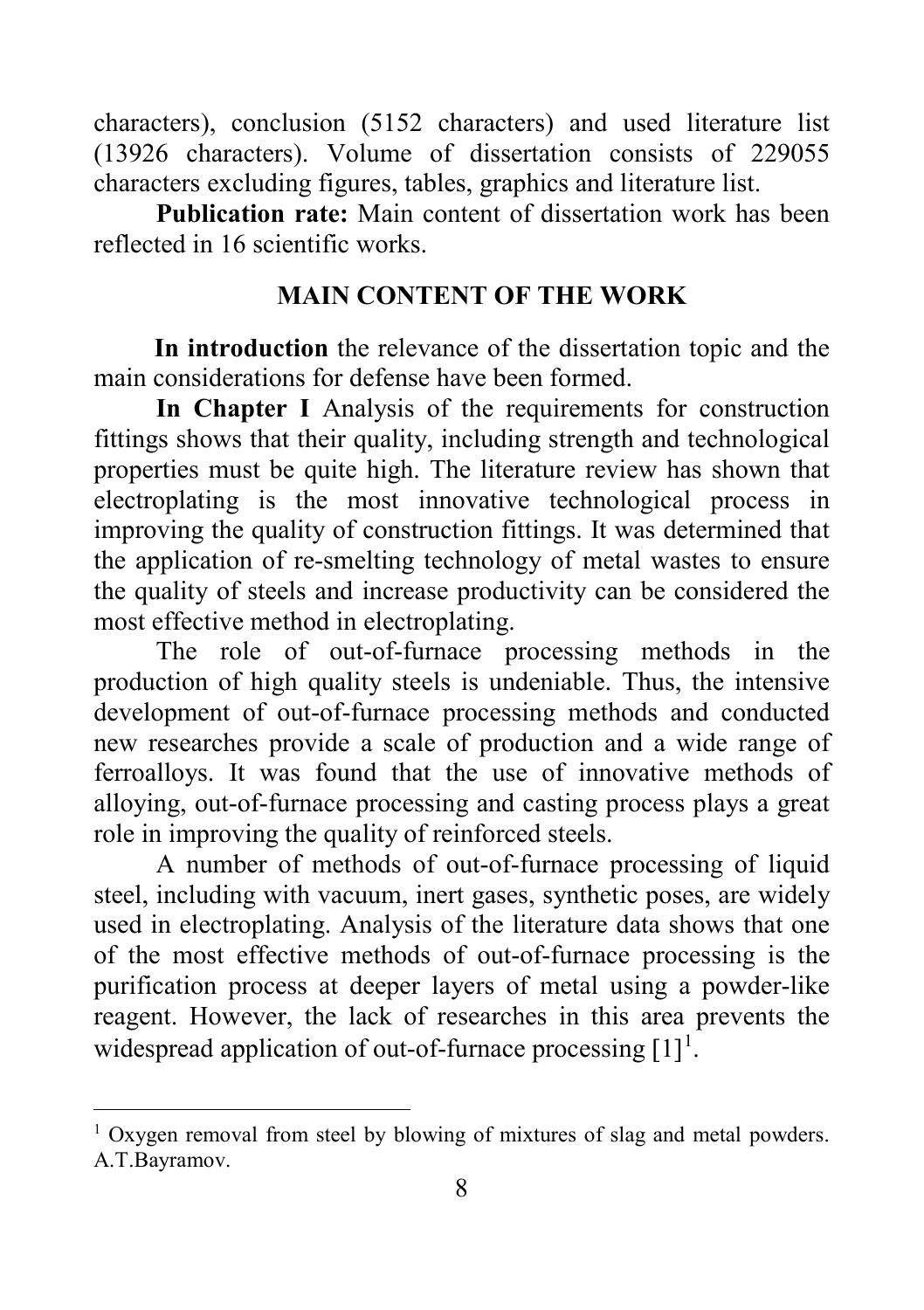characters), conclusion (5152 characters) and used literature list (13926 characters). Volume of dissertation consists of 229055 characters excluding figures, tables, graphics and literature list.

**Publication rate:** Main content of dissertation work has been reflected in 16 scientific works.

## MAIN CONTENT OF THE WORK

**In introduction** the relevance of the dissertation topic and the main considerations for defense have been formed.

**In Chapter I** Analysis of the requirements for construction fittings shows that their quality, including strength and technological properties must be quite high. The literature review has shown that electroplating is the most innovative technological process in improving the quality of construction fittings. It was determined that the application of re-smelting technology of metal wastes to ensure the quality of steels and increase productivity can be considered the most effective method in electroplating.

The role of out-of-furnace processing methods in the production of high quality steels is undeniable. Thus, the intensive development of out-of-furnace processing methods and conducted new researches provide a scale of production and a wide range of ferroalloys. It was found that the use of innovative methods of alloying, out-of-furnace processing and casting process plays a great role in improving the quality of reinforced steels.

A number of methods of out-of-furnace processing of liquid steel, including with vacuum, inert gases, synthetic poses, are widely used in electroplating. Analysis of the literature data shows that one of the most effective methods of out-of-furnace processing is the purification process at deeper layers of metal using a powder-like reagent. However, the lack of researches in this area prevents the widespread application of out-of-furnace processing [1][1].

---

[1] Oxygen removal from steel by blowing of mixtures of slag and metal powders. A.T.Bayramov.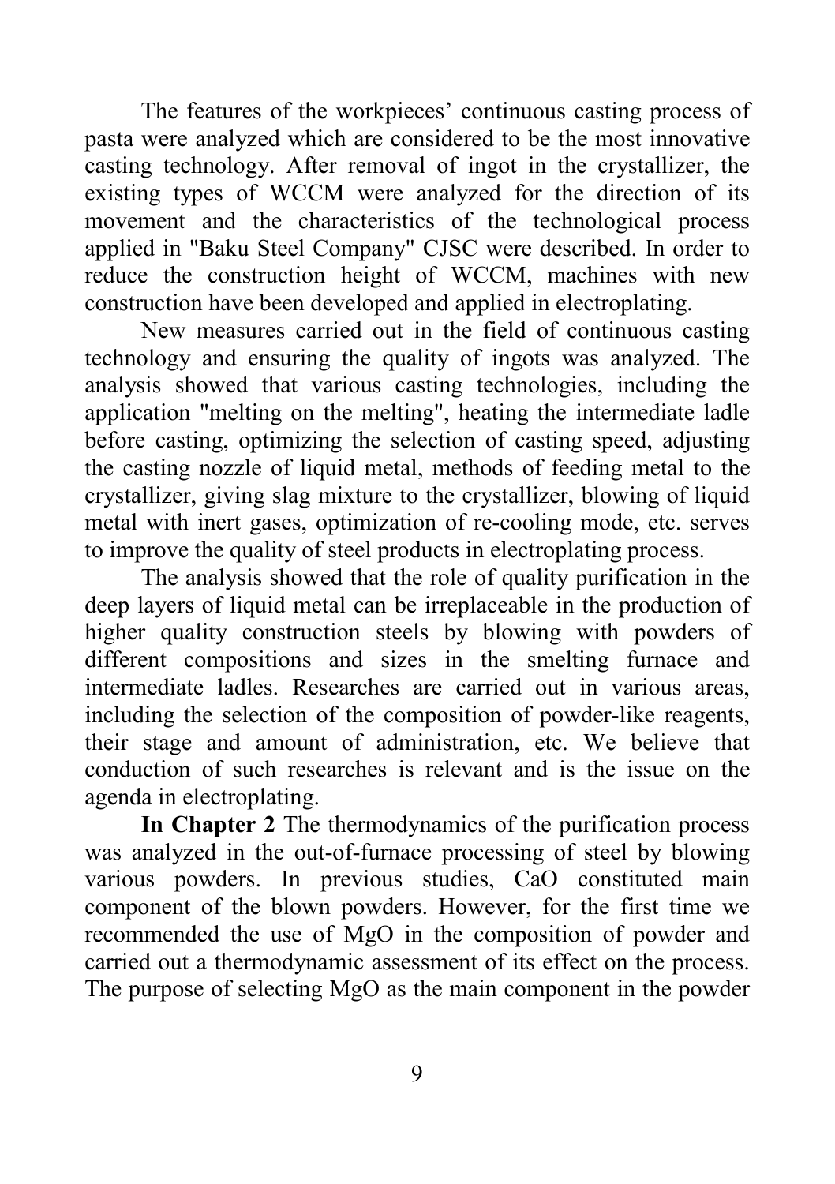The features of the workpieces' continuous casting process of pasta were analyzed which are considered to be the most innovative casting technology. After removal of ingot in the crystallizer, the existing types of WCCM were analyzed for the direction of its movement and the characteristics of the technological process applied in "Baku Steel Company" CJSC were described. In order to reduce the construction height of WCCM, machines with new construction have been developed and applied in electroplating.

New measures carried out in the field of continuous casting technology and ensuring the quality of ingots was analyzed. The analysis showed that various casting technologies, including the application "melting on the melting", heating the intermediate ladle before casting, optimizing the selection of casting speed, adjusting the casting nozzle of liquid metal, methods of feeding metal to the crystallizer, giving slag mixture to the crystallizer, blowing of liquid metal with inert gases, optimization of re-cooling mode, etc. serves to improve the quality of steel products in electroplating process.

The analysis showed that the role of quality purification in the deep layers of liquid metal can be irreplaceable in the production of higher quality construction steels by blowing with powders of different compositions and sizes in the smelting furnace and intermediate ladles. Researches are carried out in various areas, including the selection of the composition of powder-like reagents, their stage and amount of administration, etc. We believe that conduction of such researches is relevant and is the issue on the agenda in electroplating.

**In Chapter 2** The thermodynamics of the purification process was analyzed in the out-of-furnace processing of steel by blowing various powders. In previous studies, CaO constituted main component of the blown powders. However, for the first time we recommended the use of MgO in the composition of powder and carried out a thermodynamic assessment of its effect on the process. The purpose of selecting MgO as the main component in the powder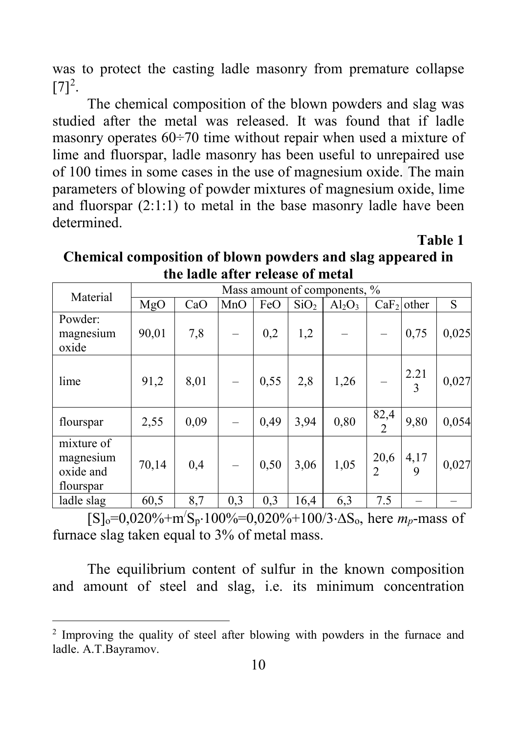was to protect the casting ladle masonry from premature collapse [7][2].

The chemical composition of the blown powders and slag was studied after the metal was released. It was found that if ladle masonry operates 60÷70 time without repair when used a mixture of lime and fluorspar, ladle masonry has been useful to unrepaired use of 100 times in some cases in the use of magnesium oxide. The main parameters of blowing of powder mixtures of magnesium oxide, lime and fluorspar (2:1:1) to metal in the base masonry ladle have been determined.

**Table 1**

**Chemical composition of blown powders and slag appeared in the ladle after release of metal**

| Material | Mass amount of components, % | | | | | | | | |
|---|---|---|---|---|---|---|---|---|---|
| | MgO | CaO | MnO | FeO | $SiO_2$ | $Al_2O_3$ | $CaF_2$ | other | S |
| Powder: magnesium oxide | 90,01 | 7,8 | – | 0,2 | 1,2 | – | – | 0,75 | 0,025 |
| lime | 91,2 | 8,01 | – | 0,55 | 2,8 | 1,26 | – | 2.213 | 0,027 |
| flourspar | 2,55 | 0,09 | – | 0,49 | 3,94 | 0,80 | 82,42 | 9,80 | 0,054 |
| mixture of magnesium oxide and flourspar | 70,14 | 0,4 | – | 0,50 | 3,06 | 1,05 | 20,62 | 4,179 | 0,027 |
| ladle slag | 60,5 | 8,7 | 0,3 | 0,3 | 16,4 | 6,3 | 7.5 | – | – |

$[S]_o=0{,}020\%+m^{/}S_p\cdot 100\%=0{,}020\%+100/3\cdot\Delta S_o$, here $m_p$-mass of furnace slag taken equal to 3% of metal mass.

The equilibrium content of sulfur in the known composition and amount of steel and slag, i.e. its minimum concentration

---

[2] Improving the quality of steel after blowing with powders in the furnace and ladle. A.T.Bayramov.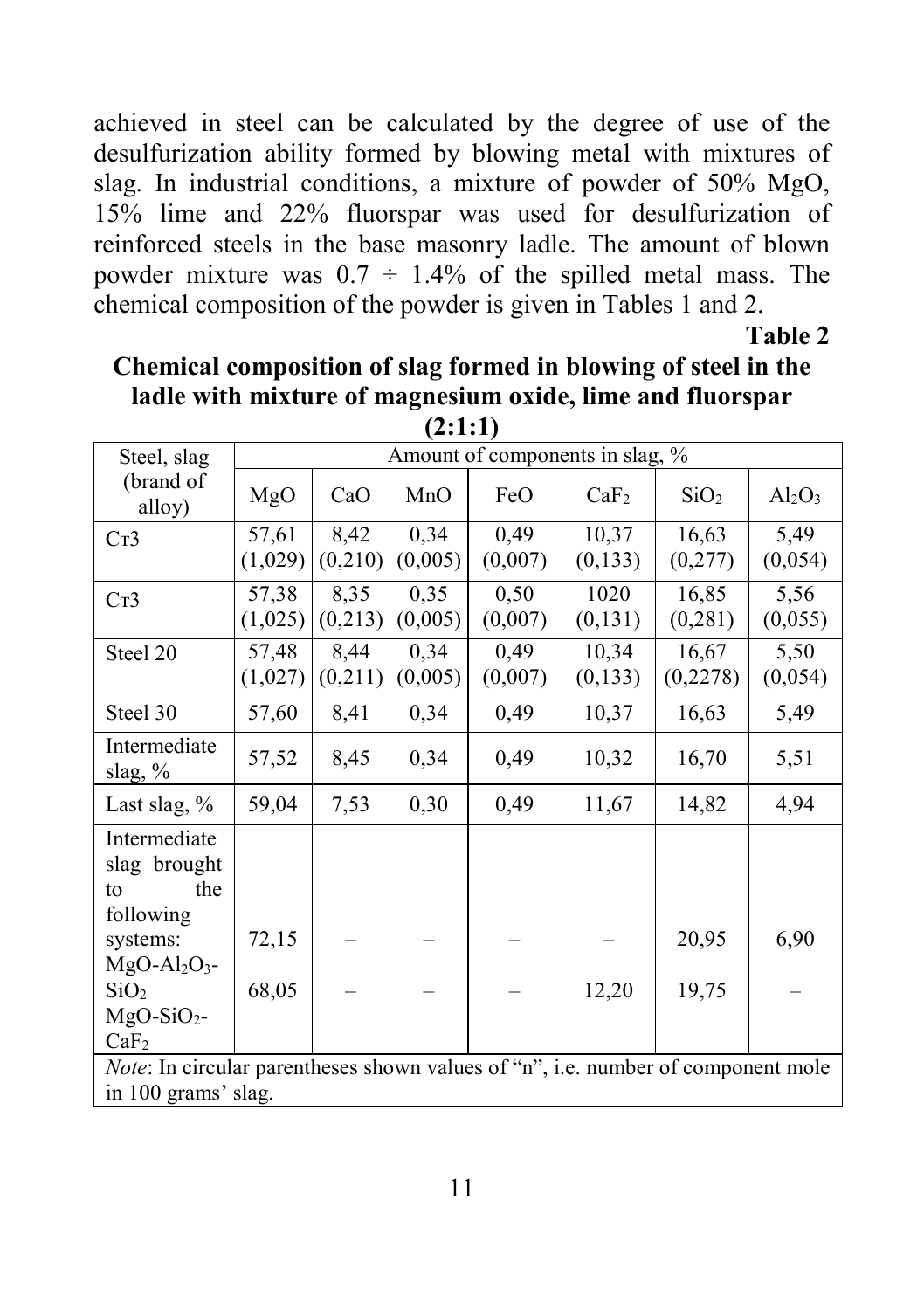achieved in steel can be calculated by the degree of use of the desulfurization ability formed by blowing metal with mixtures of slag. In industrial conditions, a mixture of powder of 50% MgO, 15% lime and 22% fluorspar was used for desulfurization of reinforced steels in the base masonry ladle. The amount of blown powder mixture was 0.7 ÷ 1.4% of the spilled metal mass. The chemical composition of the powder is given in Tables 1 and 2.

**Table 2**

**Chemical composition of slag formed in blowing of steel in the ladle with mixture of magnesium oxide, lime and fluorspar (2:1:1)**

| Steel, slag (brand of alloy) | Amount of components in slag, % | | | | | | |
|---|---|---|---|---|---|---|---|
| | MgO | CaO | MnO | FeO | $CaF_2$ | $SiO_2$ | $Al_2O_3$ |
| Ст3 | 57,61 (1,029) | 8,42 (0,210) | 0,34 (0,005) | 0,49 (0,007) | 10,37 (0,133) | 16,63 (0,277) | 5,49 (0,054) |
| Ст3 | 57,38 (1,025) | 8,35 (0,213) | 0,35 (0,005) | 0,50 (0,007) | 1020 (0,131) | 16,85 (0,281) | 5,56 (0,055) |
| Steel 20 | 57,48 (1,027) | 8,44 (0,211) | 0,34 (0,005) | 0,49 (0,007) | 10,34 (0,133) | 16,67 (0,2278) | 5,50 (0,054) |
| Steel 30 | 57,60 | 8,41 | 0,34 | 0,49 | 10,37 | 16,63 | 5,49 |
| Intermediate slag, % | 57,52 | 8,45 | 0,34 | 0,49 | 10,32 | 16,70 | 5,51 |
| Last slag, % | 59,04 | 7,53 | 0,30 | 0,49 | 11,67 | 14,82 | 4,94 |
| Intermediate slag brought to the following systems: $MgO$-$Al_2O_3$-$SiO_2$ | 72,15 | – | – | – | – | 20,95 | 6,90 |
| $MgO$-$SiO_2$-$CaF_2$ | 68,05 | – | – | – | 12,20 | 19,75 | – |

*Note*: In circular parentheses shown values of "n", i.e. number of component mole in 100 grams' slag.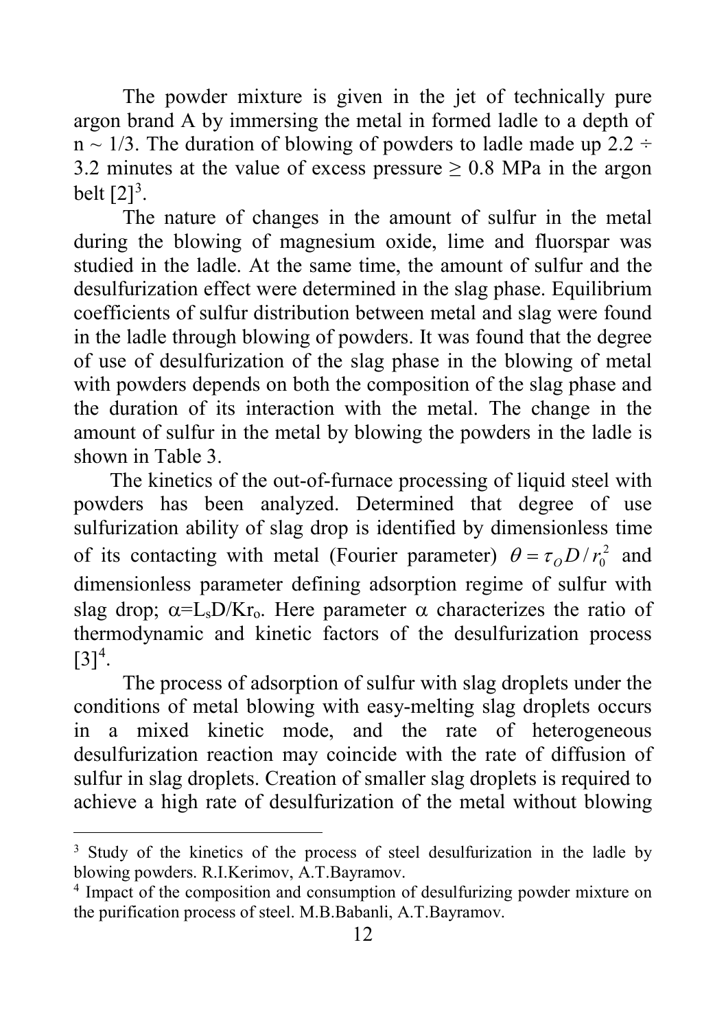The powder mixture is given in the jet of technically pure argon brand A by immersing the metal in formed ladle to a depth of n ~ 1/3. The duration of blowing of powders to ladle made up 2.2 ÷ 3.2 minutes at the value of excess pressure ≥ 0.8 MPa in the argon belt [2][3].

The nature of changes in the amount of sulfur in the metal during the blowing of magnesium oxide, lime and fluorspar was studied in the ladle. At the same time, the amount of sulfur and the desulfurization effect were determined in the slag phase. Equilibrium coefficients of sulfur distribution between metal and slag were found in the ladle through blowing of powders. It was found that the degree of use of desulfurization of the slag phase in the blowing of metal with powders depends on both the composition of the slag phase and the duration of its interaction with the metal. The change in the amount of sulfur in the metal by blowing the powders in the ladle is shown in Table 3.

The kinetics of the out-of-furnace processing of liquid steel with powders has been analyzed. Determined that degree of use sulfurization ability of slag drop is identified by dimensionless time of its contacting with metal (Fourier parameter) $\theta = \tau_O D / r_0^2$ and dimensionless parameter defining adsorption regime of sulfur with slag drop; $\alpha = L_s D / K r_o$. Here parameter $\alpha$ characterizes the ratio of thermodynamic and kinetic factors of the desulfurization process [3][4].

The process of adsorption of sulfur with slag droplets under the conditions of metal blowing with easy-melting slag droplets occurs in a mixed kinetic mode, and the rate of heterogeneous desulfurization reaction may coincide with the rate of diffusion of sulfur in slag droplets. Creation of smaller slag droplets is required to achieve a high rate of desulfurization of the metal without blowing

---

[3] Study of the kinetics of the process of steel desulfurization in the ladle by blowing powders. R.I.Kerimov, A.T.Bayramov.

[4] Impact of the composition and consumption of desulfurizing powder mixture on the purification process of steel. M.B.Babanli, A.T.Bayramov.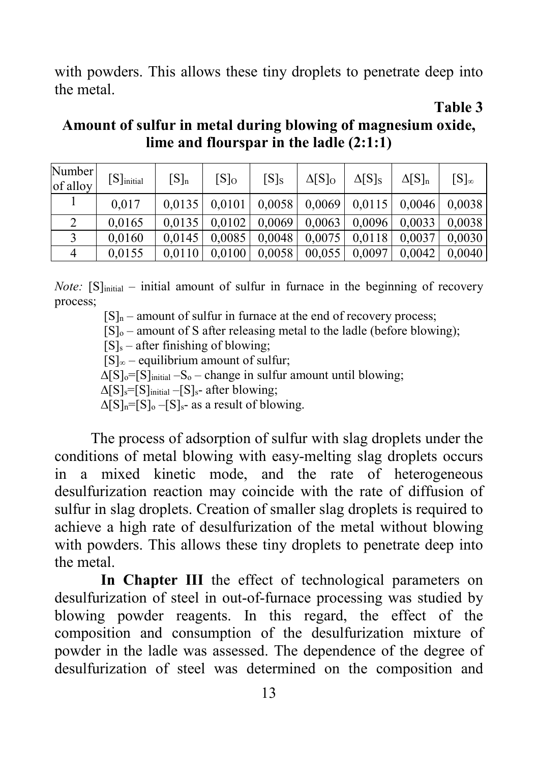with powders. This allows these tiny droplets to penetrate deep into the metal.

**Table 3**

**Amount of sulfur in metal during blowing of magnesium oxide, lime and flourspar in the ladle (2:1:1)**

| Number of alloy | $[S]_{initial}$ | $[S]_n$ | $[S]_O$ | $[S]_S$ | $\Delta[S]_O$ | $\Delta[S]_S$ | $\Delta[S]_n$ | $[S]_\infty$ |
|---|---|---|---|---|---|---|---|---|
| 1 | 0,017 | 0,0135 | 0,0101 | 0,0058 | 0,0069 | 0,0115 | 0,0046 | 0,0038 |
| 2 | 0,0165 | 0,0135 | 0,0102 | 0,0069 | 0,0063 | 0,0096 | 0,0033 | 0,0038 |
| 3 | 0,0160 | 0,0145 | 0,0085 | 0,0048 | 0,0075 | 0,0118 | 0,0037 | 0,0030 |
| 4 | 0,0155 | 0,0110 | 0,0100 | 0,0058 | 00,055 | 0,0097 | 0,0042 | 0,0040 |

*Note:* $[S]_{initial}$ – initial amount of sulfur in furnace in the beginning of recovery process;

$[S]_n$ – amount of sulfur in furnace at the end of recovery process;

$[S]_o$ – amount of S after releasing metal to the ladle (before blowing);

$[S]_s$ – after finishing of blowing;

$[S]_\infty$ – equilibrium amount of sulfur;

$\Delta[S]_o=[S]_{initial} - S_o$ – change in sulfur amount until blowing;

$\Delta[S]_s=[S]_{initial} - [S]_s$- after blowing;

$\Delta[S]_n=[S]_o - [S]_s$- as a result of blowing.

The process of adsorption of sulfur with slag droplets under the conditions of metal blowing with easy-melting slag droplets occurs in a mixed kinetic mode, and the rate of heterogeneous desulfurization reaction may coincide with the rate of diffusion of sulfur in slag droplets. Creation of smaller slag droplets is required to achieve a high rate of desulfurization of the metal without blowing with powders. This allows these tiny droplets to penetrate deep into the metal.

**In Chapter III** the effect of technological parameters on desulfurization of steel in out-of-furnace processing was studied by blowing powder reagents. In this regard, the effect of the composition and consumption of the desulfurization mixture of powder in the ladle was assessed. The dependence of the degree of desulfurization of steel was determined on the composition and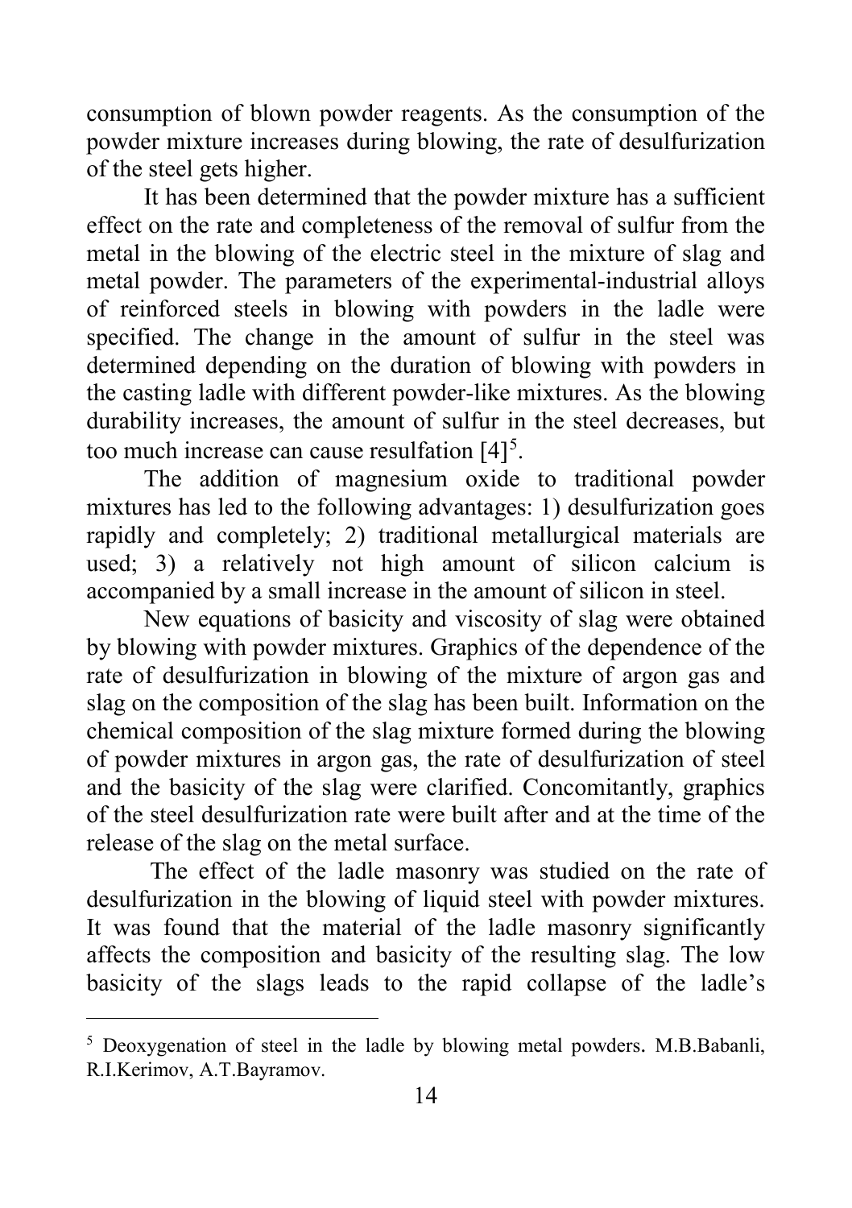consumption of blown powder reagents. As the consumption of the powder mixture increases during blowing, the rate of desulfurization of the steel gets higher.

It has been determined that the powder mixture has a sufficient effect on the rate and completeness of the removal of sulfur from the metal in the blowing of the electric steel in the mixture of slag and metal powder. The parameters of the experimental-industrial alloys of reinforced steels in blowing with powders in the ladle were specified. The change in the amount of sulfur in the steel was determined depending on the duration of blowing with powders in the casting ladle with different powder-like mixtures. As the blowing durability increases, the amount of sulfur in the steel decreases, but too much increase can cause resulfation [4][5].

The addition of magnesium oxide to traditional powder mixtures has led to the following advantages: 1) desulfurization goes rapidly and completely; 2) traditional metallurgical materials are used; 3) a relatively not high amount of silicon calcium is accompanied by a small increase in the amount of silicon in steel.

New equations of basicity and viscosity of slag were obtained by blowing with powder mixtures. Graphics of the dependence of the rate of desulfurization in blowing of the mixture of argon gas and slag on the composition of the slag has been built. Information on the chemical composition of the slag mixture formed during the blowing of powder mixtures in argon gas, the rate of desulfurization of steel and the basicity of the slag were clarified. Concomitantly, graphics of the steel desulfurization rate were built after and at the time of the release of the slag on the metal surface.

The effect of the ladle masonry was studied on the rate of desulfurization in the blowing of liquid steel with powder mixtures. It was found that the material of the ladle masonry significantly affects the composition and basicity of the resulting slag. The low basicity of the slags leads to the rapid collapse of the ladle's

---

[5] Deoxygenation of steel in the ladle by blowing metal powders. M.B.Babanli, R.I.Kerimov, A.T.Bayramov.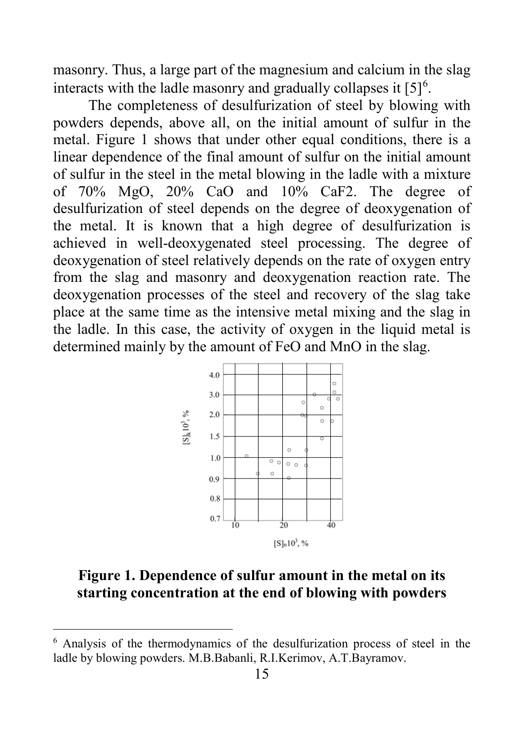masonry. Thus, a large part of the magnesium and calcium in the slag interacts with the ladle masonry and gradually collapses it [5][6].

The completeness of desulfurization of steel by blowing with powders depends, above all, on the initial amount of sulfur in the metal. Figure 1 shows that under other equal conditions, there is a linear dependence of the final amount of sulfur on the initial amount of sulfur in the steel in the metal blowing in the ladle with a mixture of 70% MgO, 20% CaO and 10% CaF2. The degree of desulfurization of steel depends on the degree of deoxygenation of the metal. It is known that a high degree of desulfurization is achieved in well-deoxygenated steel processing. The degree of deoxygenation of steel relatively depends on the rate of oxygen entry from the slag and masonry and deoxygenation reaction rate. The deoxygenation processes of the steel and recovery of the slag take place at the same time as the intensive metal mixing and the slag in the ladle. In this case, the activity of oxygen in the liquid metal is determined mainly by the amount of FeO and MnO in the slag.

**Figure 1. Dependence of sulfur amount in the metal on its starting concentration at the end of blowing with powders**

---

[6] Analysis of the thermodynamics of the desulfurization process of steel in the ladle by blowing powders. M.B.Babanli, R.I.Kerimov, A.T.Bayramov.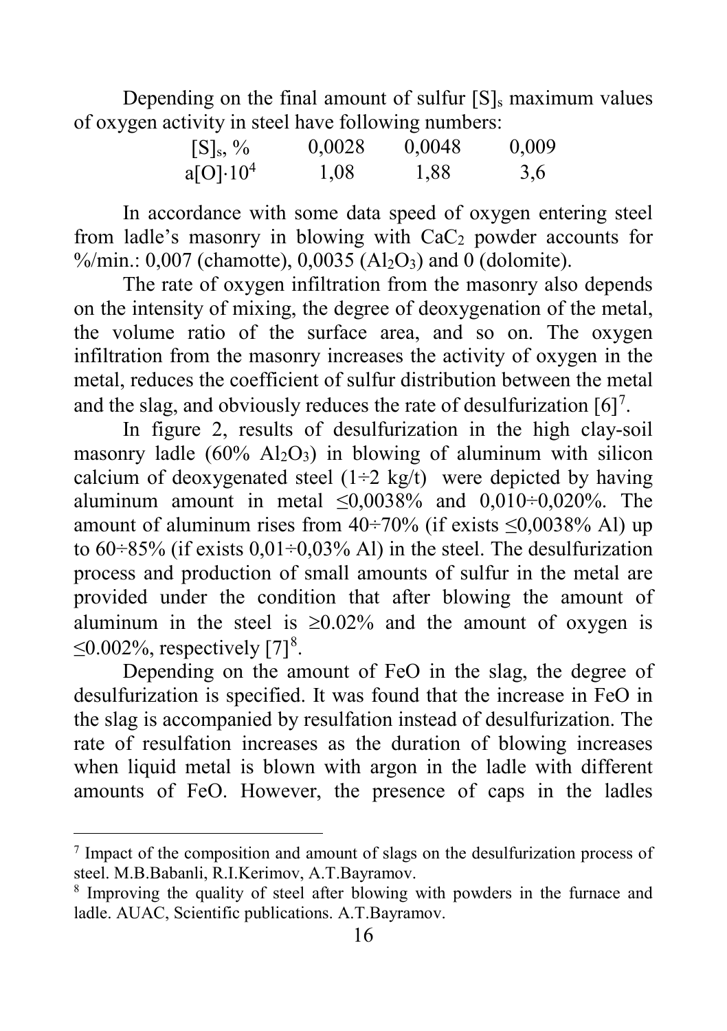Depending on the final amount of sulfur $[S]_s$ maximum values of oxygen activity in steel have following numbers:

| $[S]_s$, % | 0,0028 | 0,0048 | 0,009 |
|---|---|---|---|
| $a[O] \cdot 10^4$ | 1,08 | 1,88 | 3,6 |

In accordance with some data speed of oxygen entering steel from ladle's masonry in blowing with $CaC_2$ powder accounts for %/min.: 0,007 (chamotte), 0,0035 ($Al_2O_3$) and 0 (dolomite).

The rate of oxygen infiltration from the masonry also depends on the intensity of mixing, the degree of deoxygenation of the metal, the volume ratio of the surface area, and so on. The oxygen infiltration from the masonry increases the activity of oxygen in the metal, reduces the coefficient of sulfur distribution between the metal and the slag, and obviously reduces the rate of desulfurization [6][7].

In figure 2, results of desulfurization in the high clay-soil masonry ladle (60% $Al_2O_3$) in blowing of aluminum with silicon calcium of deoxygenated steel (1÷2 kg/t) were depicted by having aluminum amount in metal ≤0,0038% and 0,010÷0,020%. The amount of aluminum rises from 40÷70% (if exists ≤0,0038% Al) up to 60÷85% (if exists 0,01÷0,03% Al) in the steel. The desulfurization process and production of small amounts of sulfur in the metal are provided under the condition that after blowing the amount of aluminum in the steel is ≥0.02% and the amount of oxygen is ≤0.002%, respectively [7][8].

Depending on the amount of FeO in the slag, the degree of desulfurization is specified. It was found that the increase in FeO in the slag is accompanied by resulfation instead of desulfurization. The rate of resulfation increases as the duration of blowing increases when liquid metal is blown with argon in the ladle with different amounts of FeO. However, the presence of caps in the ladles

---

[7] Impact of the composition and amount of slags on the desulfurization process of steel. M.B.Babanli, R.I.Kerimov, A.T.Bayramov.

[8] Improving the quality of steel after blowing with powders in the furnace and ladle. AUAC, Scientific publications. A.T.Bayramov.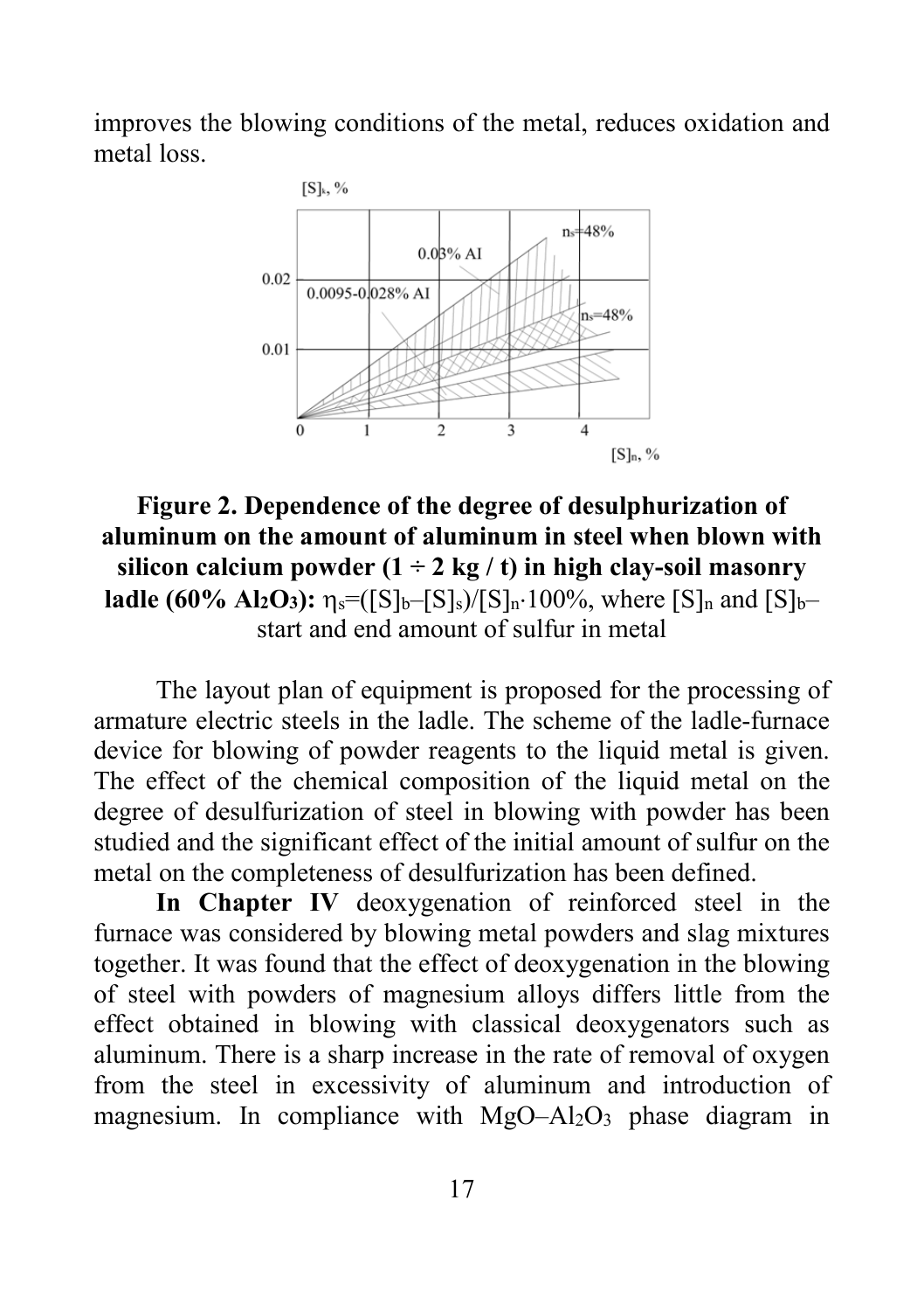improves the blowing conditions of the metal, reduces oxidation and metal loss.

**Figure 2. Dependence of the degree of desulphurization of aluminum on the amount of aluminum in steel when blown with silicon calcium powder (1 ÷ 2 kg / t) in high clay-soil masonry ladle (60% $Al_2O_3$):** $\eta_s = ([S]_b - [S]_s)/[S]_n \cdot 100\%$, where $[S]_n$ and $[S]_b$ – start and end amount of sulfur in metal

The layout plan of equipment is proposed for the processing of armature electric steels in the ladle. The scheme of the ladle-furnace device for blowing of powder reagents to the liquid metal is given. The effect of the chemical composition of the liquid metal on the degree of desulfurization of steel in blowing with powder has been studied and the significant effect of the initial amount of sulfur on the metal on the completeness of desulfurization has been defined.

**In Chapter IV** deoxygenation of reinforced steel in the furnace was considered by blowing metal powders and slag mixtures together. It was found that the effect of deoxygenation in the blowing of steel with powders of magnesium alloys differs little from the effect obtained in blowing with classical deoxygenators such as aluminum. There is a sharp increase in the rate of removal of oxygen from the steel in excessivity of aluminum and introduction of magnesium. In compliance with $MgO$–$Al_2O_3$ phase diagram in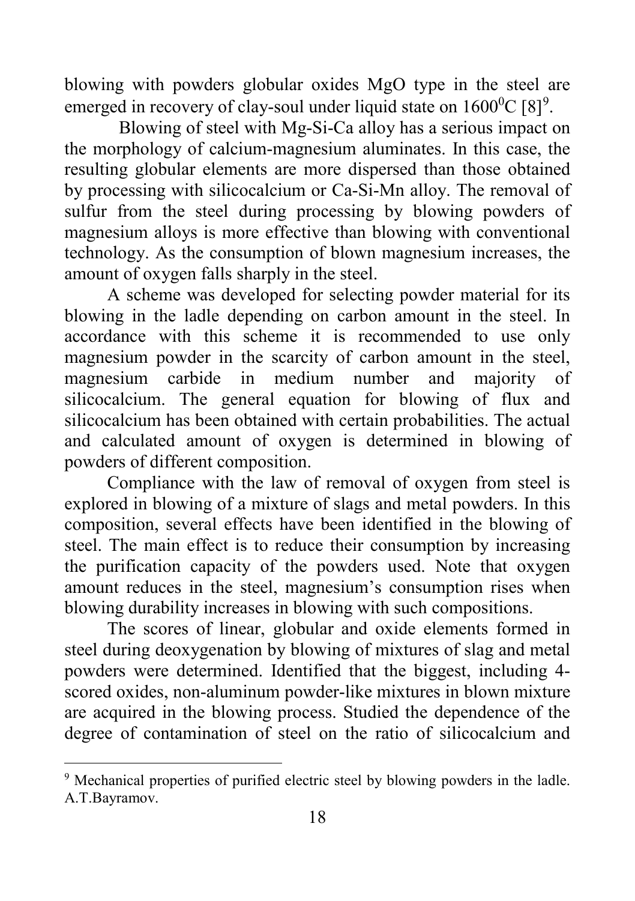blowing with powders globular oxides MgO type in the steel are emerged in recovery of clay-soul under liquid state on $1600^0C$ [8][9].

Blowing of steel with Mg-Si-Ca alloy has a serious impact on the morphology of calcium-magnesium aluminates. In this case, the resulting globular elements are more dispersed than those obtained by processing with silicocalcium or Ca-Si-Mn alloy. The removal of sulfur from the steel during processing by blowing powders of magnesium alloys is more effective than blowing with conventional technology. As the consumption of blown magnesium increases, the amount of oxygen falls sharply in the steel.

A scheme was developed for selecting powder material for its blowing in the ladle depending on carbon amount in the steel. In accordance with this scheme it is recommended to use only magnesium powder in the scarcity of carbon amount in the steel, magnesium carbide in medium number and majority of silicocalcium. The general equation for blowing of flux and silicocalcium has been obtained with certain probabilities. The actual and calculated amount of oxygen is determined in blowing of powders of different composition.

Compliance with the law of removal of oxygen from steel is explored in blowing of a mixture of slags and metal powders. In this composition, several effects have been identified in the blowing of steel. The main effect is to reduce their consumption by increasing the purification capacity of the powders used. Note that oxygen amount reduces in the steel, magnesium's consumption rises when blowing durability increases in blowing with such compositions.

The scores of linear, globular and oxide elements formed in steel during deoxygenation by blowing of mixtures of slag and metal powders were determined. Identified that the biggest, including 4-scored oxides, non-aluminum powder-like mixtures in blown mixture are acquired in the blowing process. Studied the dependence of the degree of contamination of steel on the ratio of silicocalcium and

---

[9] Mechanical properties of purified electric steel by blowing powders in the ladle. A.T.Bayramov.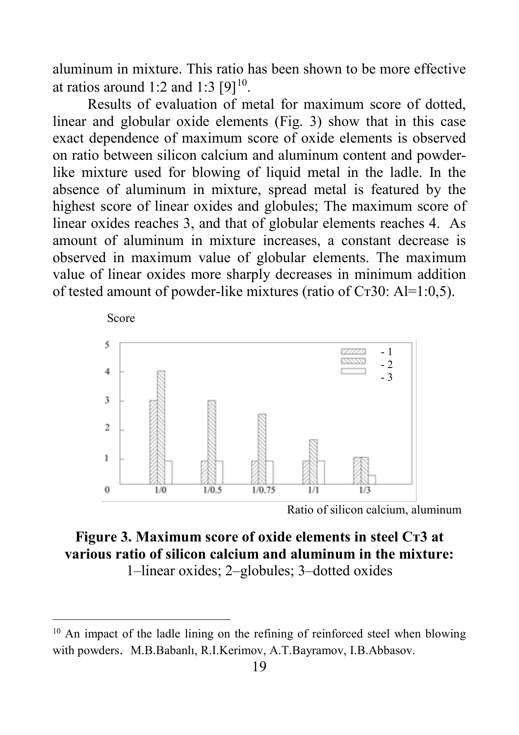aluminum in mixture. This ratio has been shown to be more effective at ratios around 1:2 and 1:3 [9][10].

Results of evaluation of metal for maximum score of dotted, linear and globular oxide elements (Fig. 3) show that in this case exact dependence of maximum score of oxide elements is observed on ratio between silicon calcium and aluminum content and powder-like mixture used for blowing of liquid metal in the ladle. In the absence of aluminum in mixture, spread metal is featured by the highest score of linear oxides and globules; The maximum score of linear oxides reaches 3, and that of globular elements reaches 4. As amount of aluminum in mixture increases, a constant decrease is observed in maximum value of globular elements. The maximum value of linear oxides more sharply decreases in minimum addition of tested amount of powder-like mixtures (ratio of Ст30: Al=1:0,5).

**Figure 3. Maximum score of oxide elements in steel Ст3 at various ratio of silicon calcium and aluminum in the mixture:**
1–linear oxides; 2–globules; 3–dotted oxides

---

[10] An impact of the ladle lining on the refining of reinforced steel when blowing with powders. M.B.Babanlı, R.I.Kerimov, A.T.Bayramov, I.B.Abbasov.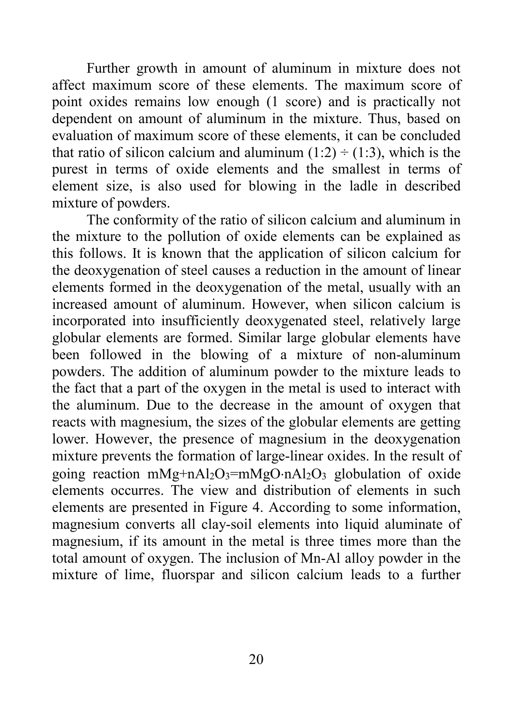Further growth in amount of aluminum in mixture does not affect maximum score of these elements. The maximum score of point oxides remains low enough (1 score) and is practically not dependent on amount of aluminum in the mixture. Thus, based on evaluation of maximum score of these elements, it can be concluded that ratio of silicon calcium and aluminum (1:2) ÷ (1:3), which is the purest in terms of oxide elements and the smallest in terms of element size, is also used for blowing in the ladle in described mixture of powders.

The conformity of the ratio of silicon calcium and aluminum in the mixture to the pollution of oxide elements can be explained as this follows. It is known that the application of silicon calcium for the deoxygenation of steel causes a reduction in the amount of linear elements formed in the deoxygenation of the metal, usually with an increased amount of aluminum. However, when silicon calcium is incorporated into insufficiently deoxygenated steel, relatively large globular elements are formed. Similar large globular elements have been followed in the blowing of a mixture of non-aluminum powders. The addition of aluminum powder to the mixture leads to the fact that a part of the oxygen in the metal is used to interact with the aluminum. Due to the decrease in the amount of oxygen that reacts with magnesium, the sizes of the globular elements are getting lower. However, the presence of magnesium in the deoxygenation mixture prevents the formation of large-linear oxides. In the result of going reaction $mMg+nAl_2O_3=mMgO{\cdot}nAl_2O_3$ globulation of oxide elements occurres. The view and distribution of elements in such elements are presented in Figure 4. According to some information, magnesium converts all clay-soil elements into liquid aluminate of magnesium, if its amount in the metal is three times more than the total amount of oxygen. The inclusion of Mn-Al alloy powder in the mixture of lime, fluorspar and silicon calcium leads to a further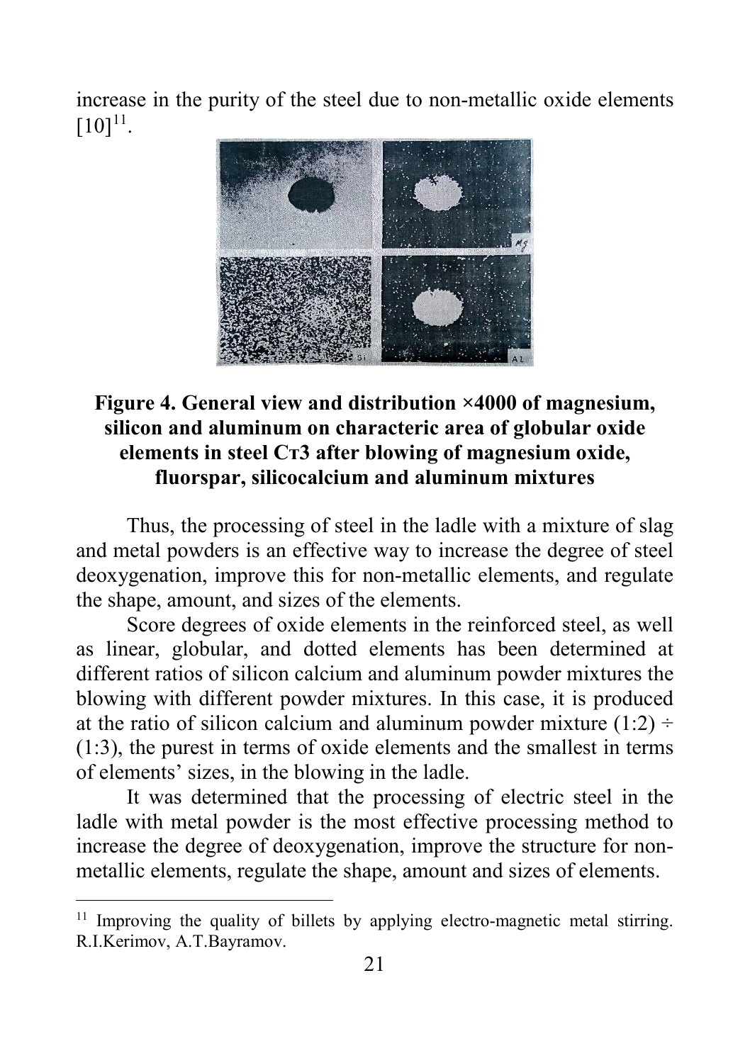increase in the purity of the steel due to non-metallic oxide elements [10][11].

**Figure 4. General view and distribution ×4000 of magnesium, silicon and aluminum on characteric area of globular oxide elements in steel Ст3 after blowing of magnesium oxide, fluorspar, silicocalcium and aluminum mixtures**

Thus, the processing of steel in the ladle with a mixture of slag and metal powders is an effective way to increase the degree of steel deoxygenation, improve this for non-metallic elements, and regulate the shape, amount, and sizes of the elements.

Score degrees of oxide elements in the reinforced steel, as well as linear, globular, and dotted elements has been determined at different ratios of silicon calcium and aluminum powder mixtures the blowing with different powder mixtures. In this case, it is produced at the ratio of silicon calcium and aluminum powder mixture (1:2) ÷ (1:3), the purest in terms of oxide elements and the smallest in terms of elements' sizes, in the blowing in the ladle.

It was determined that the processing of electric steel in the ladle with metal powder is the most effective processing method to increase the degree of deoxygenation, improve the structure for non-metallic elements, regulate the shape, amount and sizes of elements.

---

[11] Improving the quality of billets by applying electro-magnetic metal stirring. R.I.Kerimov, A.T.Bayramov.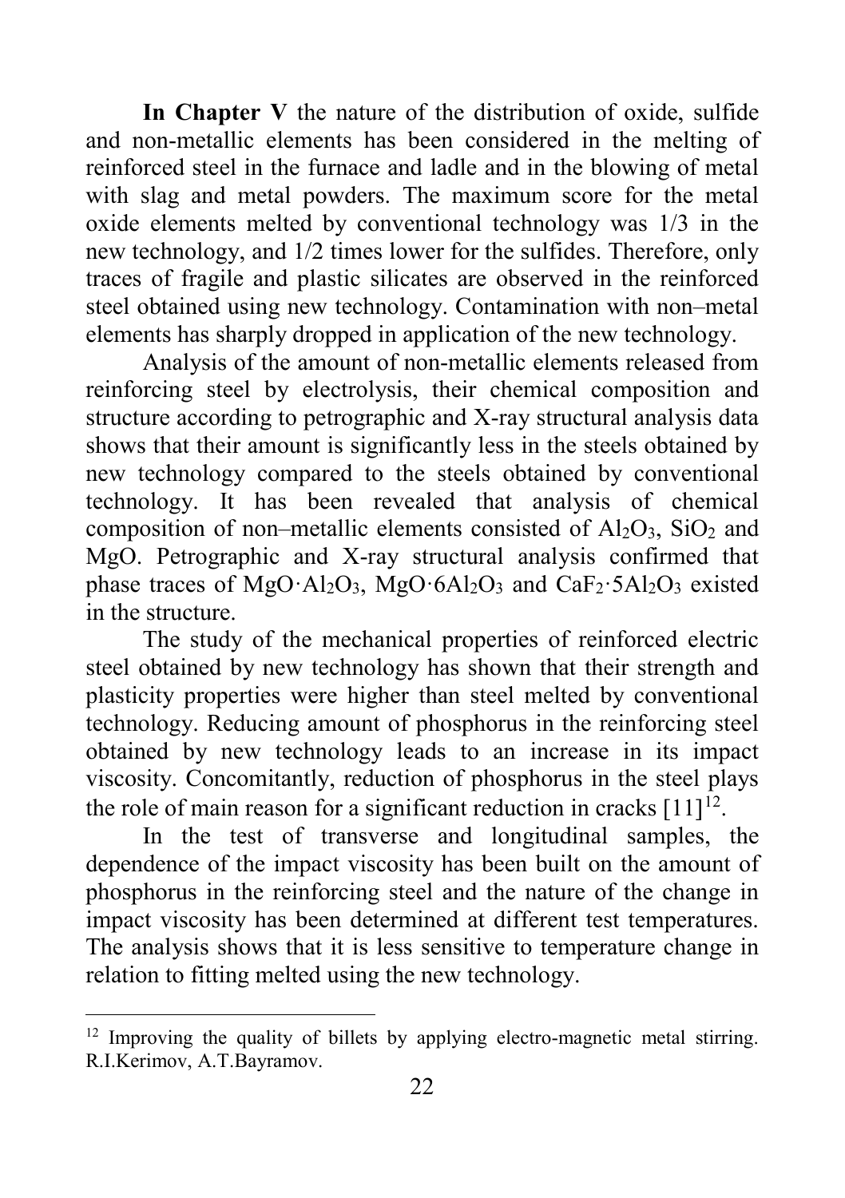**In Chapter V** the nature of the distribution of oxide, sulfide and non-metallic elements has been considered in the melting of reinforced steel in the furnace and ladle and in the blowing of metal with slag and metal powders. The maximum score for the metal oxide elements melted by conventional technology was 1/3 in the new technology, and 1/2 times lower for the sulfides. Therefore, only traces of fragile and plastic silicates are observed in the reinforced steel obtained using new technology. Contamination with non–metal elements has sharply dropped in application of the new technology.

Analysis of the amount of non-metallic elements released from reinforcing steel by electrolysis, their chemical composition and structure according to petrographic and X-ray structural analysis data shows that their amount is significantly less in the steels obtained by new technology compared to the steels obtained by conventional technology. It has been revealed that analysis of chemical composition of non–metallic elements consisted of $Al_2O_3$, $SiO_2$ and $MgO$. Petrographic and X-ray structural analysis confirmed that phase traces of $MgO \cdot Al_2O_3$, $MgO \cdot 6Al_2O_3$ and $CaF_2 \cdot 5Al_2O_3$ existed in the structure.

The study of the mechanical properties of reinforced electric steel obtained by new technology has shown that their strength and plasticity properties were higher than steel melted by conventional technology. Reducing amount of phosphorus in the reinforcing steel obtained by new technology leads to an increase in its impact viscosity. Concomitantly, reduction of phosphorus in the steel plays the role of main reason for a significant reduction in cracks [11][12].

In the test of transverse and longitudinal samples, the dependence of the impact viscosity has been built on the amount of phosphorus in the reinforcing steel and the nature of the change in impact viscosity has been determined at different test temperatures. The analysis shows that it is less sensitive to temperature change in relation to fitting melted using the new technology.

---

[12] Improving the quality of billets by applying electro-magnetic metal stirring. R.I.Kerimov, A.T.Bayramov.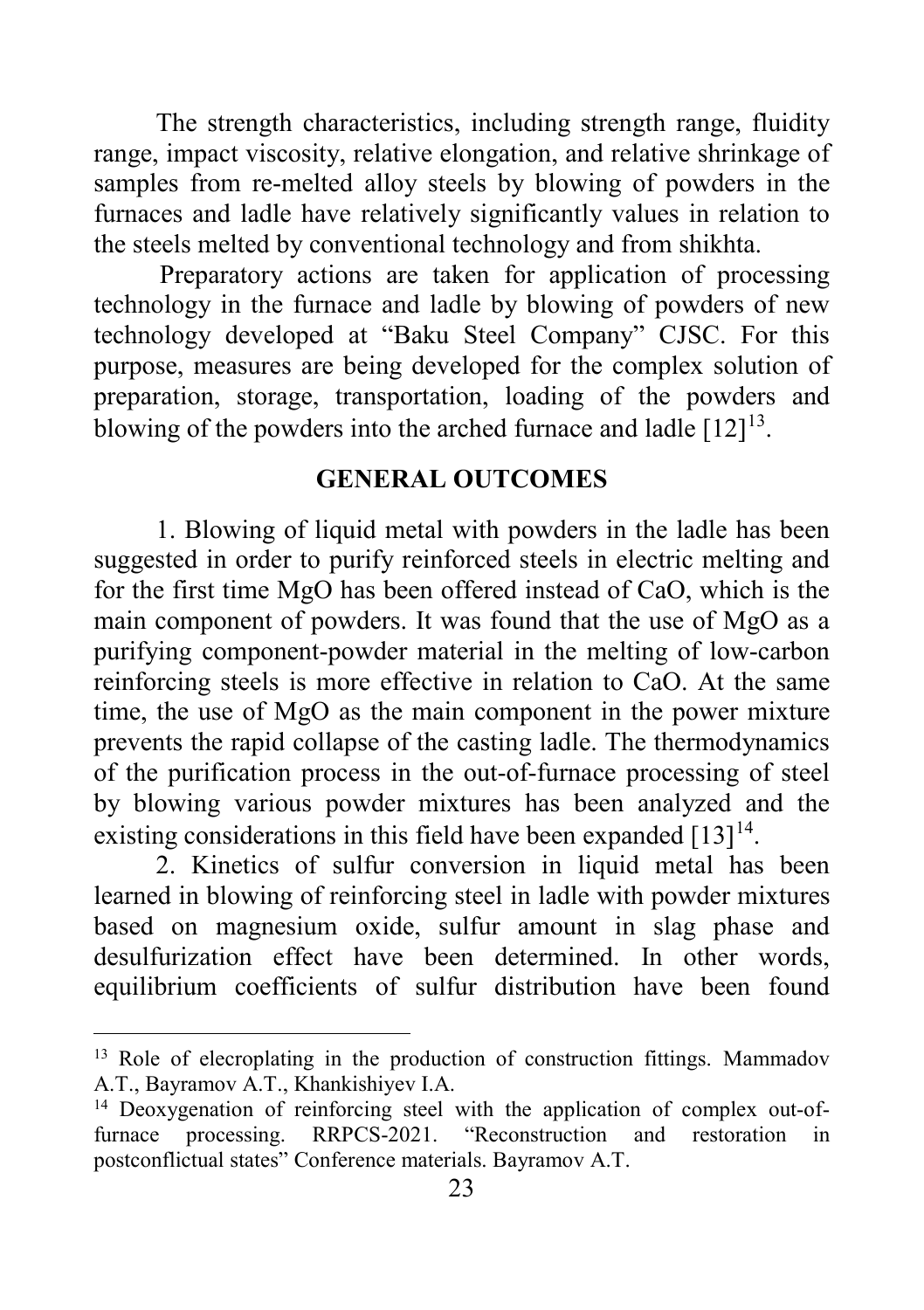The strength characteristics, including strength range, fluidity range, impact viscosity, relative elongation, and relative shrinkage of samples from re-melted alloy steels by blowing of powders in the furnaces and ladle have relatively significantly values in relation to the steels melted by conventional technology and from shikhta.

Preparatory actions are taken for application of processing technology in the furnace and ladle by blowing of powders of new technology developed at "Baku Steel Company" CJSC. For this purpose, measures are being developed for the complex solution of preparation, storage, transportation, loading of the powders and blowing of the powders into the arched furnace and ladle [12][13].

## GENERAL OUTCOMES

1. Blowing of liquid metal with powders in the ladle has been suggested in order to purify reinforced steels in electric melting and for the first time MgO has been offered instead of CaO, which is the main component of powders. It was found that the use of MgO as a purifying component-powder material in the melting of low-carbon reinforcing steels is more effective in relation to CaO. At the same time, the use of MgO as the main component in the power mixture prevents the rapid collapse of the casting ladle. The thermodynamics of the purification process in the out-of-furnace processing of steel by blowing various powder mixtures has been analyzed and the existing considerations in this field have been expanded [13][14].

2. Kinetics of sulfur conversion in liquid metal has been learned in blowing of reinforcing steel in ladle with powder mixtures based on magnesium oxide, sulfur amount in slag phase and desulfurization effect have been determined. In other words, equilibrium coefficients of sulfur distribution have been found

---

[13] Role of elecroplating in the production of construction fittings. Mammadov A.T., Bayramov A.T., Khankishiyev I.A.

[14] Deoxygenation of reinforcing steel with the application of complex out-of-furnace processing. RRPCS-2021. "Reconstruction and restoration in postconflictual states" Conference materials. Bayramov A.T.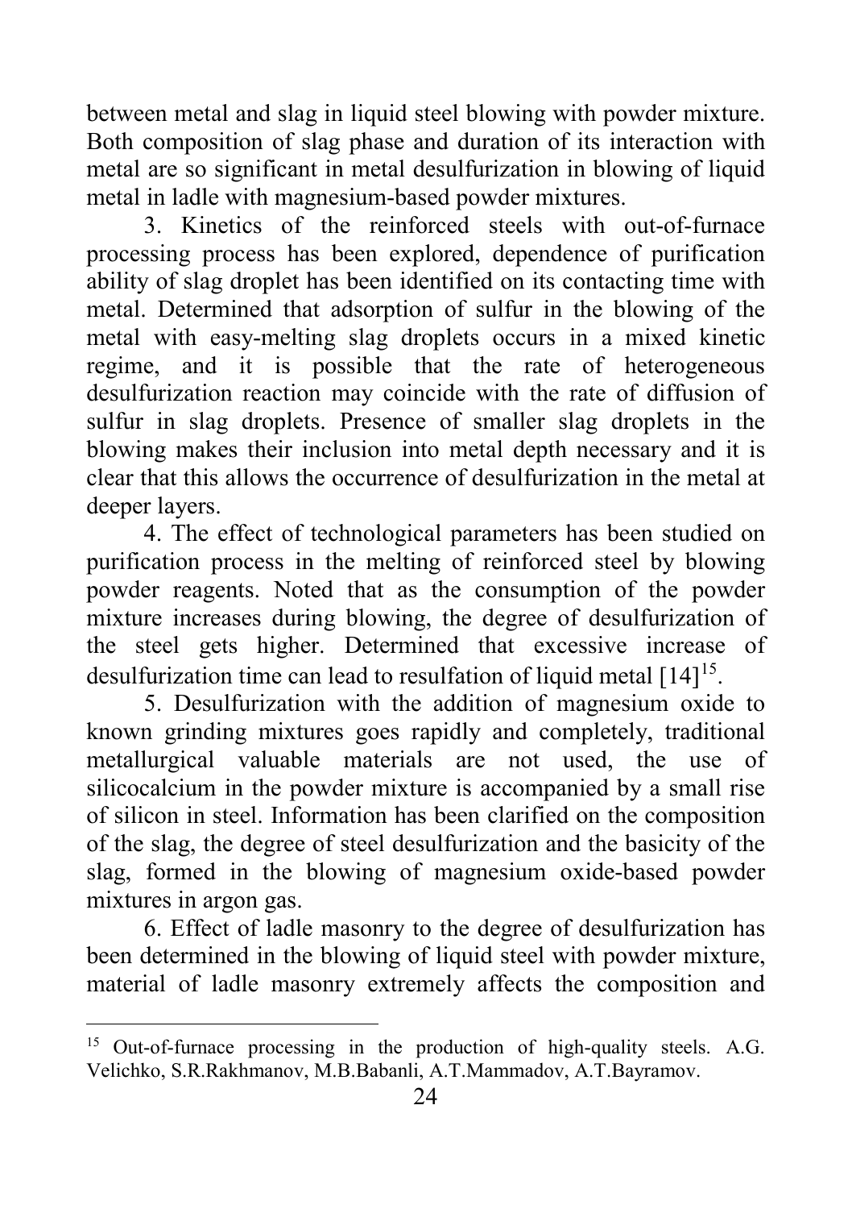between metal and slag in liquid steel blowing with powder mixture. Both composition of slag phase and duration of its interaction with metal are so significant in metal desulfurization in blowing of liquid metal in ladle with magnesium-based powder mixtures.

3. Kinetics of the reinforced steels with out-of-furnace processing process has been explored, dependence of purification ability of slag droplet has been identified on its contacting time with metal. Determined that adsorption of sulfur in the blowing of the metal with easy-melting slag droplets occurs in a mixed kinetic regime, and it is possible that the rate of heterogeneous desulfurization reaction may coincide with the rate of diffusion of sulfur in slag droplets. Presence of smaller slag droplets in the blowing makes their inclusion into metal depth necessary and it is clear that this allows the occurrence of desulfurization in the metal at deeper layers.

4. The effect of technological parameters has been studied on purification process in the melting of reinforced steel by blowing powder reagents. Noted that as the consumption of the powder mixture increases during blowing, the degree of desulfurization of the steel gets higher. Determined that excessive increase of desulfurization time can lead to resulfation of liquid metal [14][15].

5. Desulfurization with the addition of magnesium oxide to known grinding mixtures goes rapidly and completely, traditional metallurgical valuable materials are not used, the use of silicocalcium in the powder mixture is accompanied by a small rise of silicon in steel. Information has been clarified on the composition of the slag, the degree of steel desulfurization and the basicity of the slag, formed in the blowing of magnesium oxide-based powder mixtures in argon gas.

6. Effect of ladle masonry to the degree of desulfurization has been determined in the blowing of liquid steel with powder mixture, material of ladle masonry extremely affects the composition and

---

[15] Out-of-furnace processing in the production of high-quality steels. A.G. Velichko, S.R.Rakhmanov, M.B.Babanli, A.T.Mammadov, A.T.Bayramov.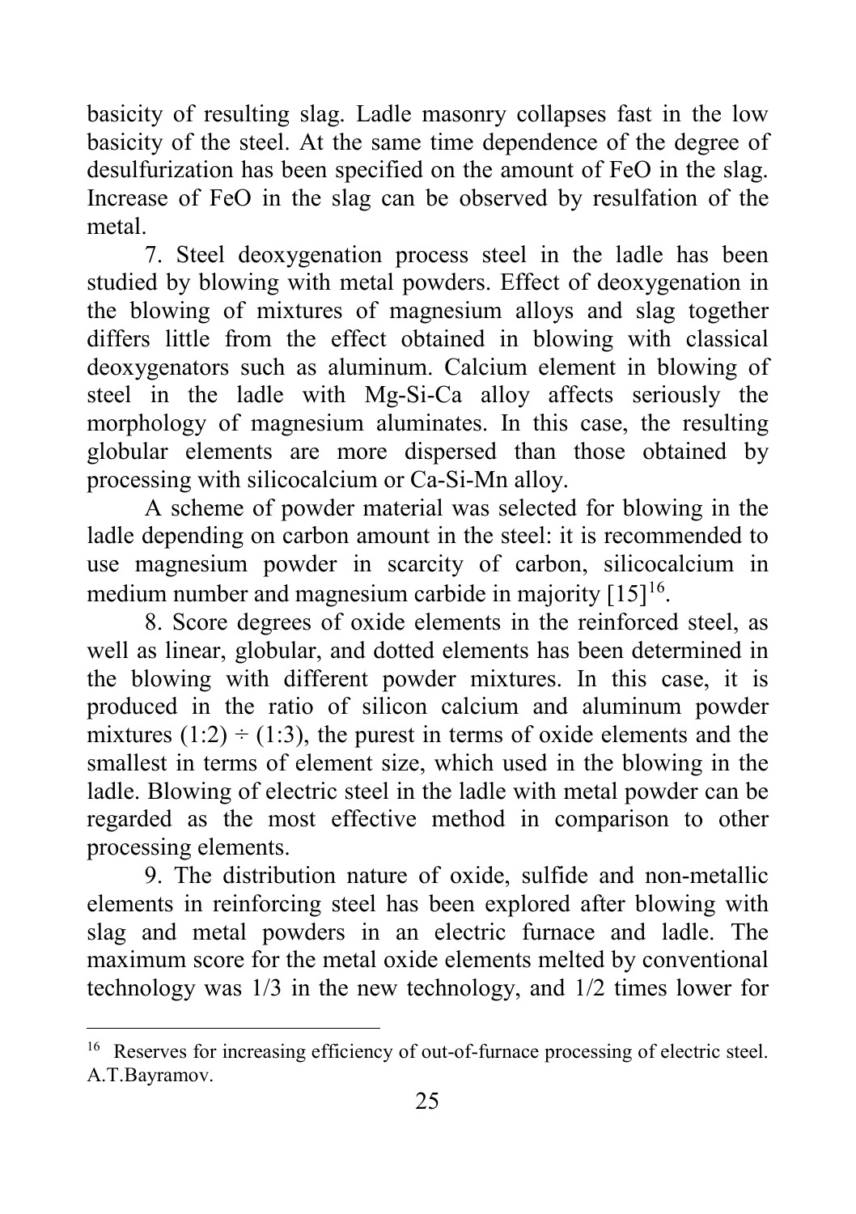basicity of resulting slag. Ladle masonry collapses fast in the low basicity of the steel. At the same time dependence of the degree of desulfurization has been specified on the amount of FeO in the slag. Increase of FeO in the slag can be observed by resulfation of the metal.

7. Steel deoxygenation process steel in the ladle has been studied by blowing with metal powders. Effect of deoxygenation in the blowing of mixtures of magnesium alloys and slag together differs little from the effect obtained in blowing with classical deoxygenators such as aluminum. Calcium element in blowing of steel in the ladle with Mg-Si-Ca alloy affects seriously the morphology of magnesium aluminates. In this case, the resulting globular elements are more dispersed than those obtained by processing with silicocalcium or Ca-Si-Mn alloy.

A scheme of powder material was selected for blowing in the ladle depending on carbon amount in the steel: it is recommended to use magnesium powder in scarcity of carbon, silicocalcium in medium number and magnesium carbide in majority [15][16].

8. Score degrees of oxide elements in the reinforced steel, as well as linear, globular, and dotted elements has been determined in the blowing with different powder mixtures. In this case, it is produced in the ratio of silicon calcium and aluminum powder mixtures $(1:2) \div (1:3)$, the purest in terms of oxide elements and the smallest in terms of element size, which used in the blowing in the ladle. Blowing of electric steel in the ladle with metal powder can be regarded as the most effective method in comparison to other processing elements.

9. The distribution nature of oxide, sulfide and non-metallic elements in reinforcing steel has been explored after blowing with slag and metal powders in an electric furnace and ladle. The maximum score for the metal oxide elements melted by conventional technology was 1/3 in the new technology, and 1/2 times lower for

---

[16] Reserves for increasing efficiency of out-of-furnace processing of electric steel. A.T.Bayramov.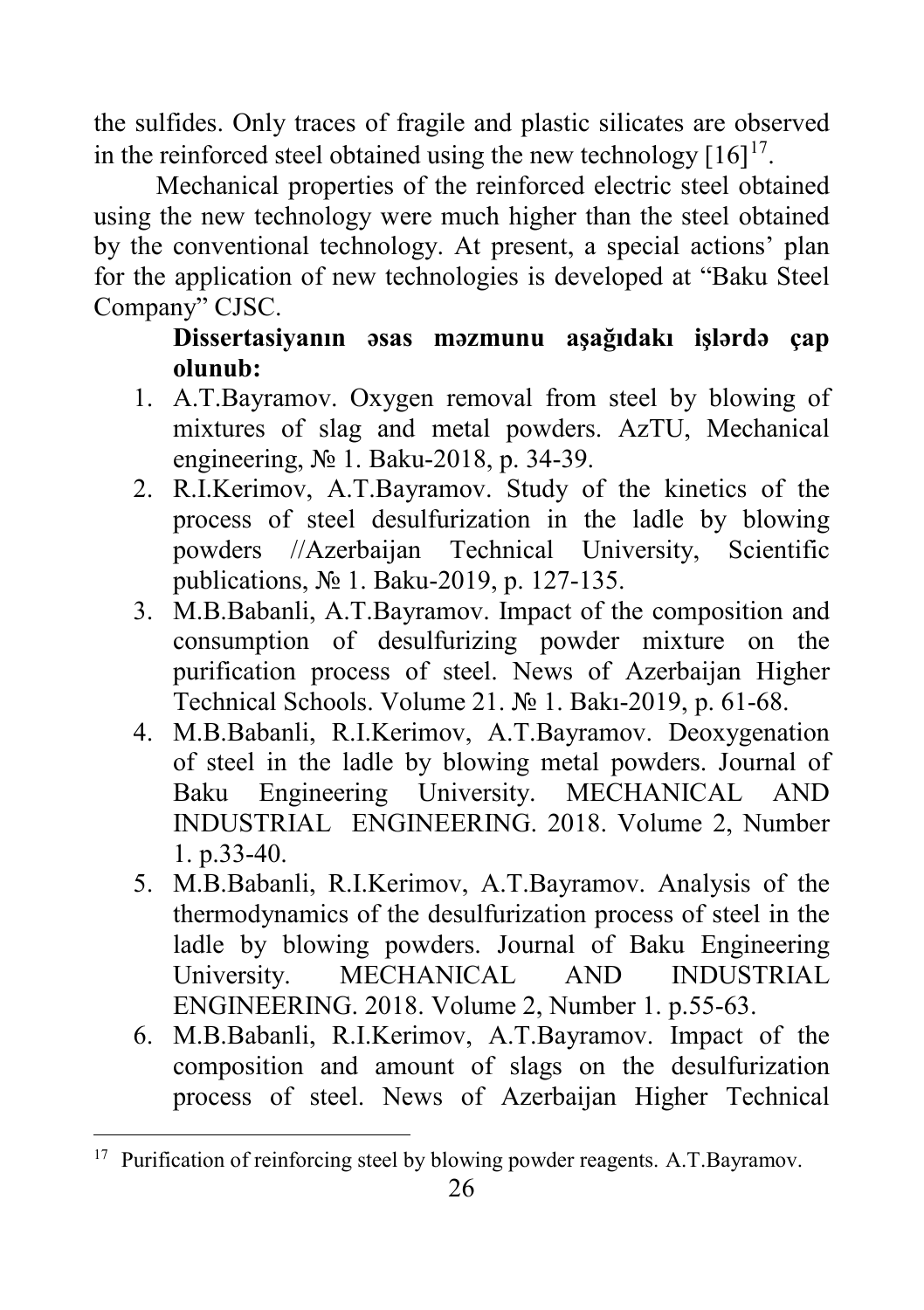the sulfides. Only traces of fragile and plastic silicates are observed in the reinforced steel obtained using the new technology [16][17].

Mechanical properties of the reinforced electric steel obtained using the new technology were much higher than the steel obtained by the conventional technology. At present, a special actions' plan for the application of new technologies is developed at "Baku Steel Company" CJSC.

**Dissertasiyanın əsas məzmunu aşağıdakı işlərdə çap olunub:**

1. A.T.Bayramov. Oxygen removal from steel by blowing of mixtures of slag and metal powders. AzTU, Mechanical engineering, № 1. Baku-2018, p. 34-39.
2. R.I.Kerimov, A.T.Bayramov. Study of the kinetics of the process of steel desulfurization in the ladle by blowing powders //Azerbaijan Technical University, Scientific publications, № 1. Baku-2019, p. 127-135.
3. M.B.Babanli, A.T.Bayramov. Impact of the composition and consumption of desulfurizing powder mixture on the purification process of steel. News of Azerbaijan Higher Technical Schools. Volume 21. № 1. Bakı-2019, p. 61-68.
4. M.B.Babanli, R.I.Kerimov, A.T.Bayramov. Deoxygenation of steel in the ladle by blowing metal powders. Journal of Baku Engineering University. MECHANICAL AND INDUSTRIAL ENGINEERING. 2018. Volume 2, Number 1. p.33-40.
5. M.B.Babanli, R.I.Kerimov, A.T.Bayramov. Analysis of the thermodynamics of the desulfurization process of steel in the ladle by blowing powders. Journal of Baku Engineering University. MECHANICAL AND INDUSTRIAL ENGINEERING. 2018. Volume 2, Number 1. p.55-63.
6. M.B.Babanli, R.I.Kerimov, A.T.Bayramov. Impact of the composition and amount of slags on the desulfurization process of steel. News of Azerbaijan Higher Technical

---

[17] Purification of reinforcing steel by blowing powder reagents. A.T.Bayramov.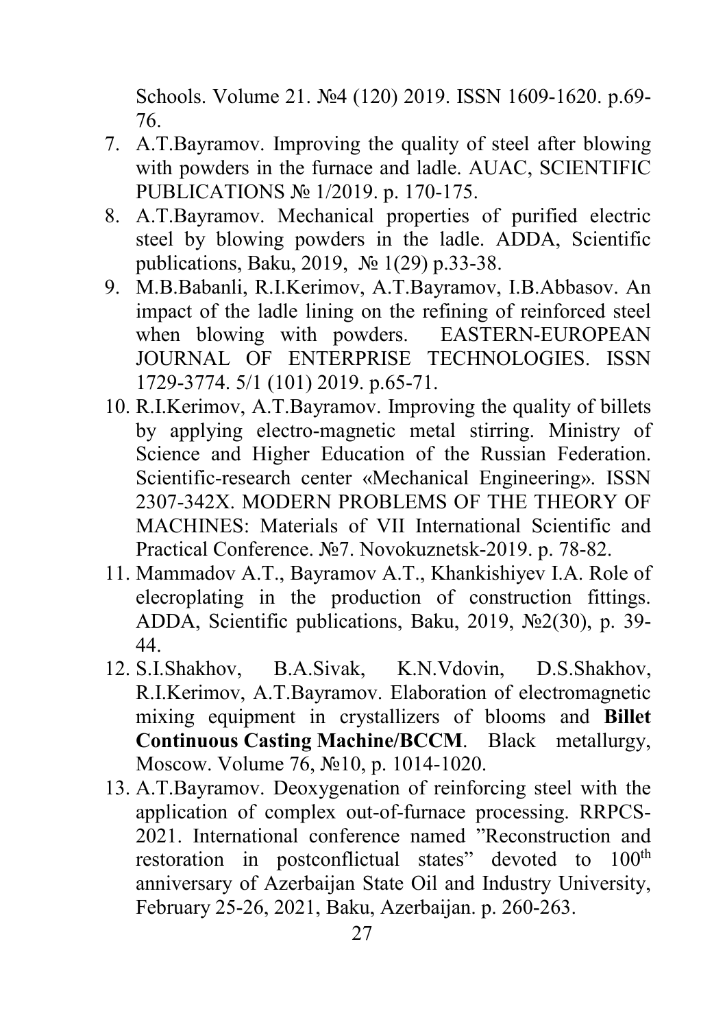Schools. Volume 21. №4 (120) 2019. ISSN 1609-1620. p.69-76.

7. A.T.Bayramov. Improving the quality of steel after blowing with powders in the furnace and ladle. AUAC, SCIENTIFIC PUBLICATIONS № 1/2019. p. 170-175.
8. A.T.Bayramov. Mechanical properties of purified electric steel by blowing powders in the ladle. ADDA, Scientific publications, Baku, 2019, № 1(29) p.33-38.
9. M.B.Babanli, R.I.Kerimov, A.T.Bayramov, I.B.Abbasov. An impact of the ladle lining on the refining of reinforced steel when blowing with powders. EASTERN-EUROPEAN JOURNAL OF ENTERPRISE TECHNOLOGIES. ISSN 1729-3774. 5/1 (101) 2019. p.65-71.
10. R.I.Kerimov, A.T.Bayramov. Improving the quality of billets by applying electro-magnetic metal stirring. Ministry of Science and Higher Education of the Russian Federation. Scientific-research center «Mechanical Engineering». ISSN 2307-342X. MODERN PROBLEMS OF THE THEORY OF MACHINES: Materials of VII International Scientific and Practical Conference. №7. Novokuznetsk-2019. p. 78-82.
11. Mammadov A.T., Bayramov A.T., Khankishiyev I.A. Role of elecroplating in the production of construction fittings. ADDA, Scientific publications, Baku, 2019, №2(30), p. 39-44.
12. S.I.Shakhov, B.A.Sivak, K.N.Vdovin, D.S.Shakhov, R.I.Kerimov, A.T.Bayramov. Elaboration of electromagnetic mixing equipment in crystallizers of blooms and **Billet Continuous Casting Machine/BCCM**. Black metallurgy, Moscow. Volume 76, №10, p. 1014-1020.
13. A.T.Bayramov. Deoxygenation of reinforcing steel with the application of complex out-of-furnace processing. RRPCS-2021. International conference named "Reconstruction and restoration in postconflictual states" devoted to 100th anniversary of Azerbaijan State Oil and Industry University, February 25-26, 2021, Baku, Azerbaijan. p. 260-263.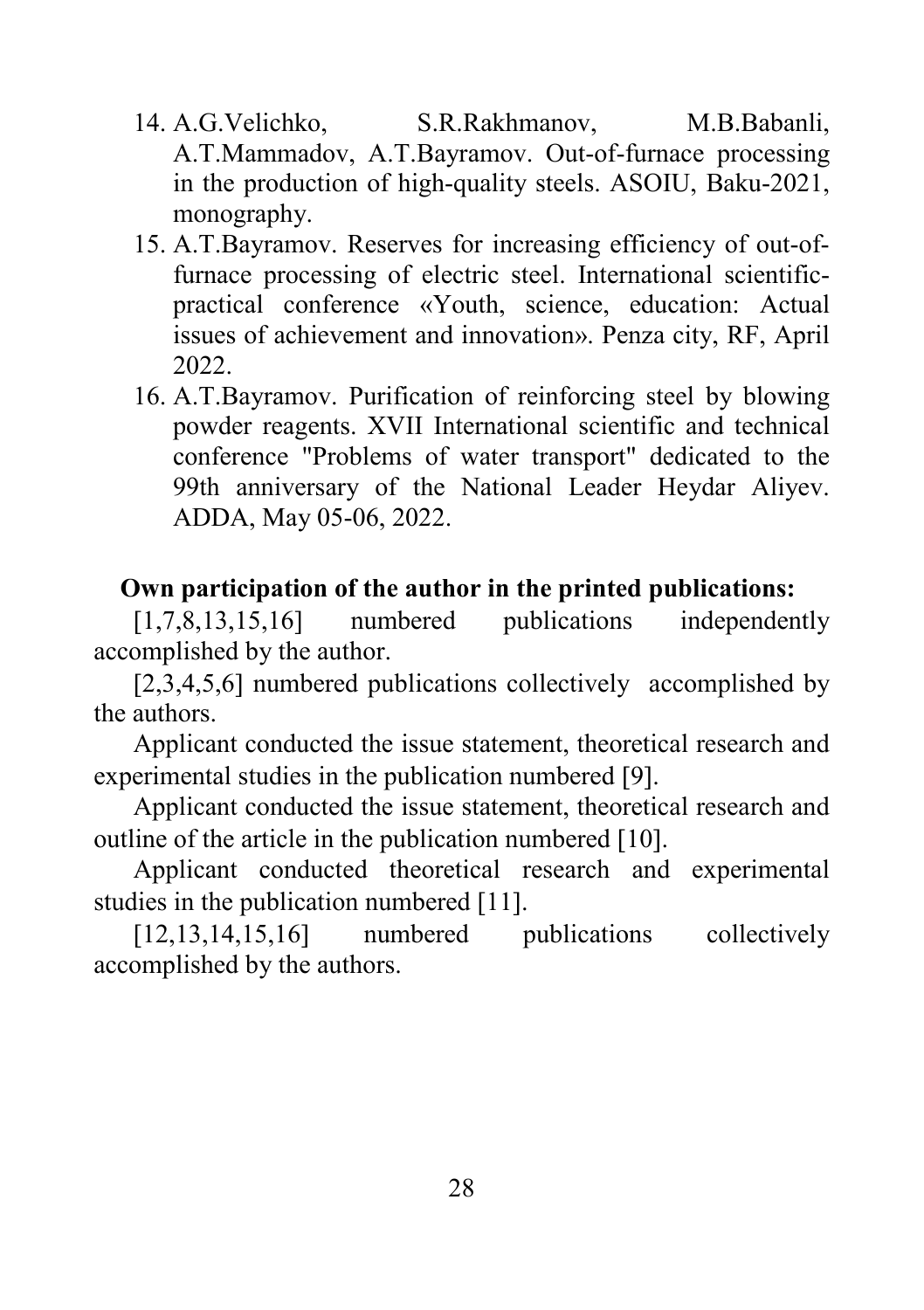14. A.G.Velichko, S.R.Rakhmanov, M.B.Babanli, A.T.Mammadov, A.T.Bayramov. Out-of-furnace processing in the production of high-quality steels. ASOIU, Baku-2021, monography.
15. A.T.Bayramov. Reserves for increasing efficiency of out-of-furnace processing of electric steel. International scientific-practical conference «Youth, science, education: Actual issues of achievement and innovation». Penza city, RF, April 2022.
16. A.T.Bayramov. Purification of reinforcing steel by blowing powder reagents. XVII International scientific and technical conference "Problems of water transport" dedicated to the 99th anniversary of the National Leader Heydar Aliyev. ADDA, May 05-06, 2022.

**Own participation of the author in the printed publications:**

[1,7,8,13,15,16] numbered publications independently accomplished by the author.

[2,3,4,5,6] numbered publications collectively accomplished by the authors.

Applicant conducted the issue statement, theoretical research and experimental studies in the publication numbered [9].

Applicant conducted the issue statement, theoretical research and outline of the article in the publication numbered [10].

Applicant conducted theoretical research and experimental studies in the publication numbered [11].

[12,13,14,15,16] numbered publications collectively accomplished by the authors.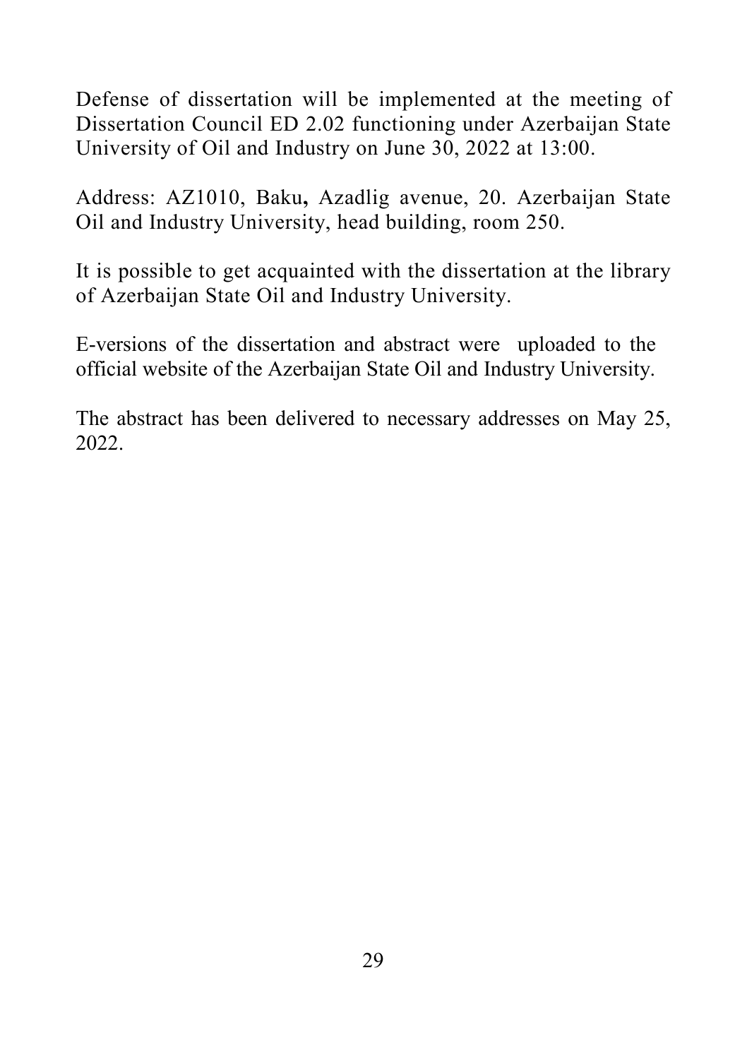Defense of dissertation will be implemented at the meeting of Dissertation Council ED 2.02 functioning under Azerbaijan State University of Oil and Industry on June 30, 2022 at 13:00.

Address: AZ1010, Baku**,** Azadlig avenue, 20. Azerbaijan State Oil and Industry University, head building, room 250.

It is possible to get acquainted with the dissertation at the library of Azerbaijan State Oil and Industry University.

E-versions of the dissertation and abstract were uploaded to the official website of the Azerbaijan State Oil and Industry University.

The abstract has been delivered to necessary addresses on May 25, 2022.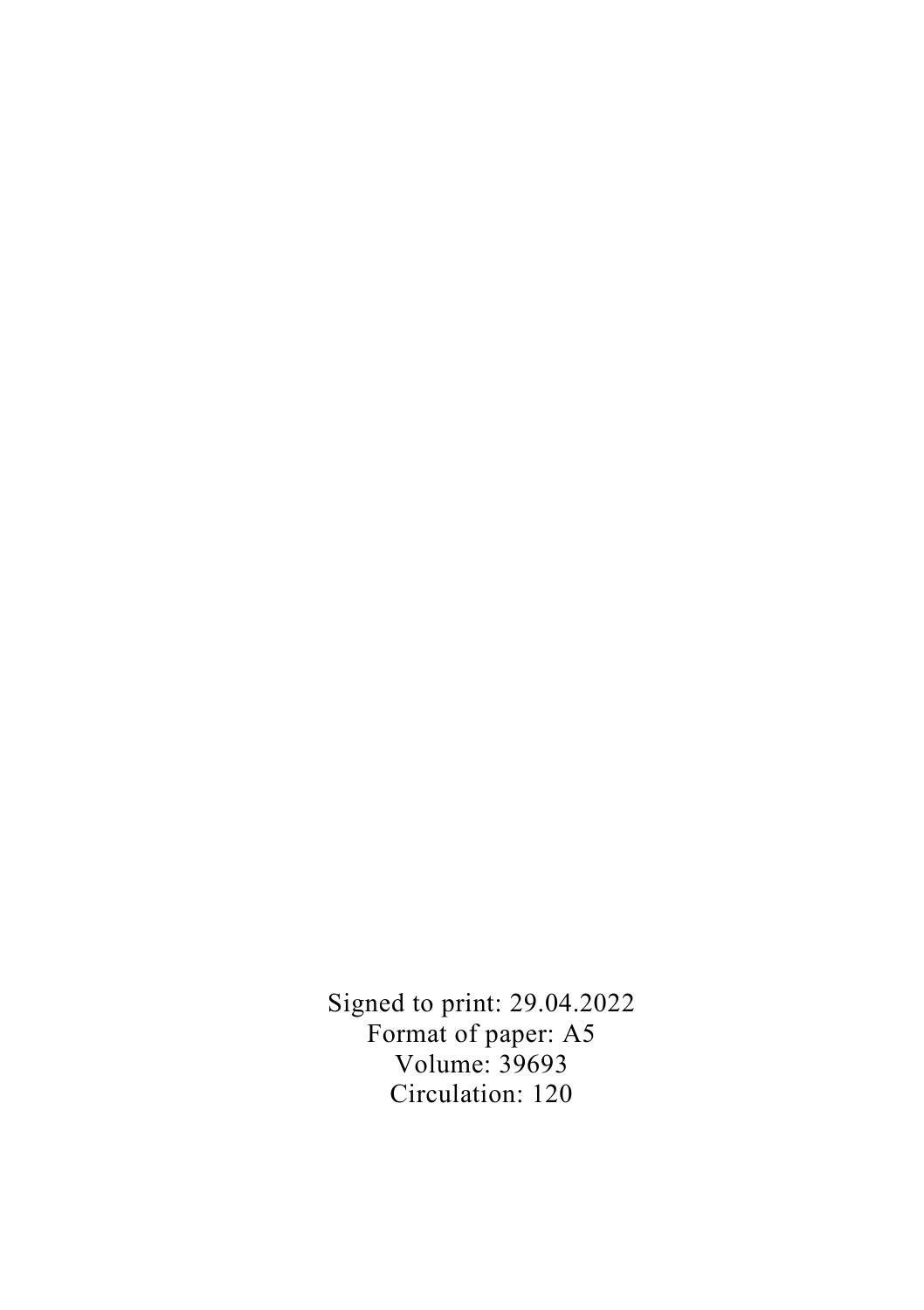Signed to print: 29.04.2022
Format of paper: A5
Volume: 39693
Circulation: 120